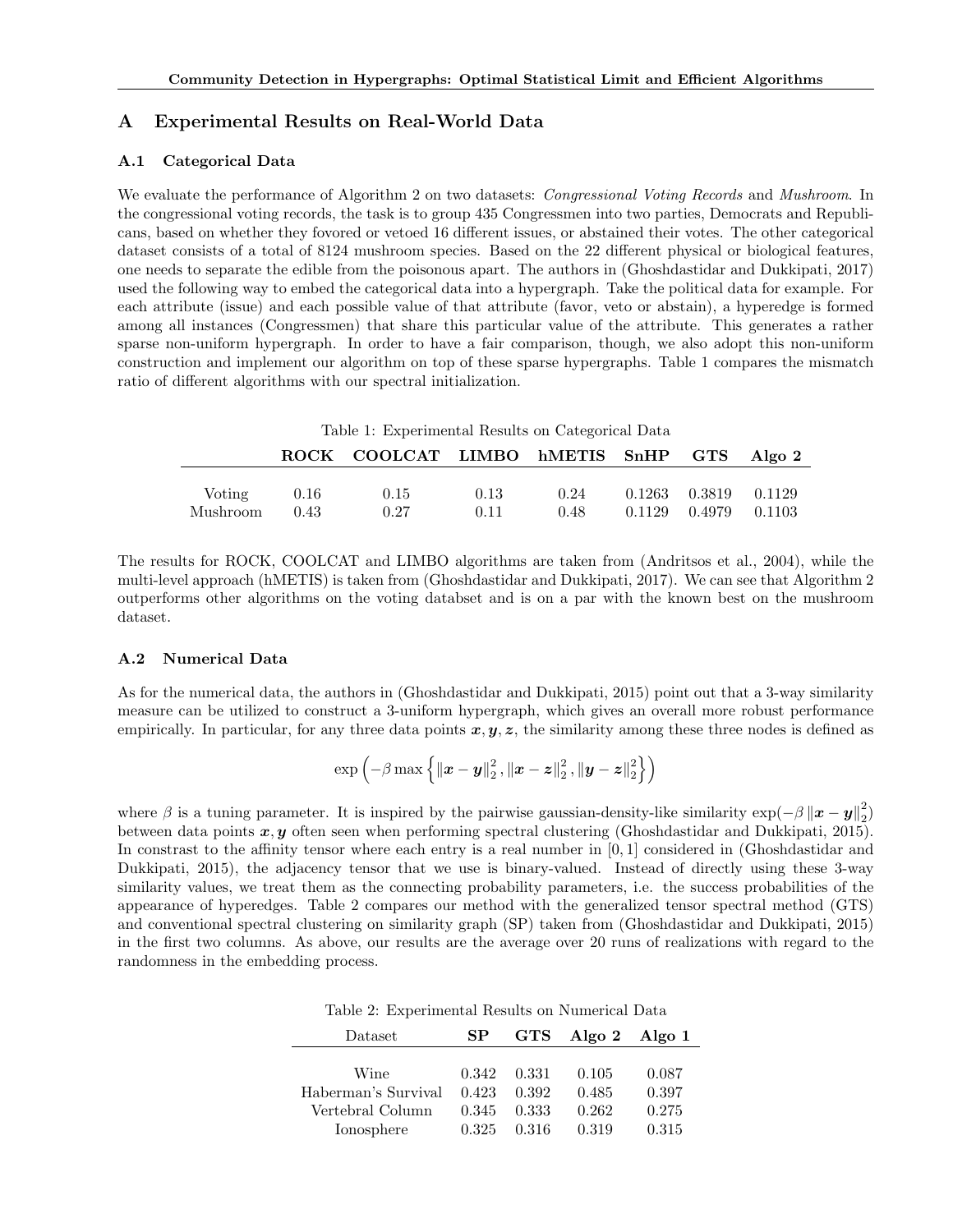## A Experimental Results on Real-World Data

### A.1 Categorical Data

We evaluate the performance of Algorithm 2 on two datasets: *Congressional Voting Records* and *Mushroom*. In the congressional voting records, the task is to group 435 Congressmen into two parties, Democrats and Republicans, based on whether they fovored or vetoed 16 different issues, or abstained their votes. The other categorical dataset consists of a total of 8124 mushroom species. Based on the 22 different physical or biological features, one needs to separate the edible from the poisonous apart. The authors in (Ghoshdastidar and Dukkipati, 2017) used the following way to embed the categorical data into a hypergraph. Take the political data for example. For each attribute (issue) and each possible value of that attribute (favor, veto or abstain), a hyperedge is formed among all instances (Congressmen) that share this particular value of the attribute. This generates a rather sparse non-uniform hypergraph. In order to have a fair comparison, though, we also adopt this non-uniform construction and implement our algorithm on top of these sparse hypergraphs. Table 1 compares the mismatch ratio of different algorithms with our spectral initialization.

Table 1: Experimental Results on Categorical Data

| | **ROCK** | **COOLCAT** | **LIMBO** | **hMETIS** | **SnHP** | **GTS** | **Algo 2** |
|---|---|---|---|---|---|---|---|
| Voting | 0.16 | 0.15 | 0.13 | 0.24 | 0.1263 | 0.3819 | 0.1129 |
| Mushroom | 0.43 | 0.27 | 0.11 | 0.48 | 0.1129 | 0.4979 | 0.1103 |

The results for ROCK, COOLCAT and LIMBO algorithms are taken from (Andritsos et al., 2004), while the multi-level approach (hMETIS) is taken from (Ghoshdastidar and Dukkipati, 2017). We can see that Algorithm 2 outperforms other algorithms on the voting databset and is on a par with the known best on the mushroom dataset.

### A.2 Numerical Data

As for the numerical data, the authors in (Ghoshdastidar and Dukkipati, 2015) point out that a 3-way similarity measure can be utilized to construct a 3-uniform hypergraph, which gives an overall more robust performance empirically. In particular, for any three data points $\boldsymbol{x}, \boldsymbol{y}, \boldsymbol{z}$, the similarity among these three nodes is defined as

$$\exp\left(-\beta \max\left\{\|\boldsymbol{x}-\boldsymbol{y}\|_2^2, \|\boldsymbol{x}-\boldsymbol{z}\|_2^2, \|\boldsymbol{y}-\boldsymbol{z}\|_2^2\right\}\right)$$

where $\beta$ is a tuning parameter. It is inspired by the pairwise gaussian-density-like similarity $\exp(-\beta \|\boldsymbol{x}-\boldsymbol{y}\|_2^2)$ between data points $\boldsymbol{x}, \boldsymbol{y}$ often seen when performing spectral clustering (Ghoshdastidar and Dukkipati, 2015). In constrast to the affinity tensor where each entry is a real number in $[0, 1]$ considered in (Ghoshdastidar and Dukkipati, 2015), the adjacency tensor that we use is binary-valued. Instead of directly using these 3-way similarity values, we treat them as the connecting probability parameters, i.e. the success probabilities of the appearance of hyperedges. Table 2 compares our method with the generalized tensor spectral method (GTS) and conventional spectral clustering on similarity graph (SP) taken from (Ghoshdastidar and Dukkipati, 2015) in the first two columns. As above, our results are the average over 20 runs of realizations with regard to the randomness in the embedding process.

Table 2: Experimental Results on Numerical Data

| Dataset | **SP** | **GTS** | **Algo 2** | **Algo 1** |
|---|---|---|---|---|
| Wine | 0.342 | 0.331 | 0.105 | 0.087 |
| Haberman's Survival | 0.423 | 0.392 | 0.485 | 0.397 |
| Vertebral Column | 0.345 | 0.333 | 0.262 | 0.275 |
| Ionosphere | 0.325 | 0.316 | 0.319 | 0.315 |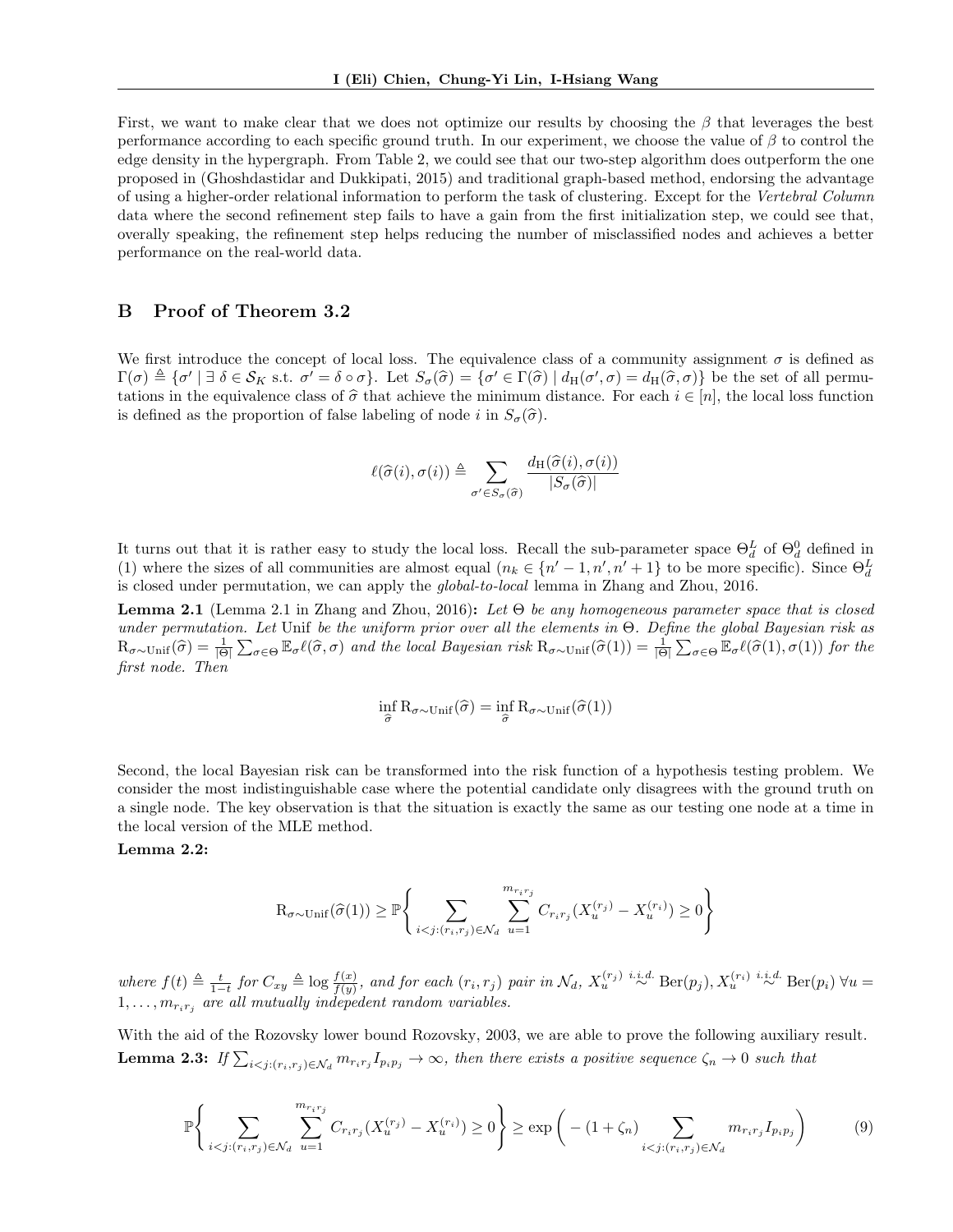First, we want to make clear that we does not optimize our results by choosing the $\beta$ that leverages the best performance according to each specific ground truth. In our experiment, we choose the value of $\beta$ to control the edge density in the hypergraph. From Table 2, we could see that our two-step algorithm does outperform the one proposed in (Ghoshdastidar and Dukkipati, 2015) and traditional graph-based method, endorsing the advantage of using a higher-order relational information to perform the task of clustering. Except for the *Vertebral Column* data where the second refinement step fails to have a gain from the first initialization step, we could see that, overally speaking, the refinement step helps reducing the number of misclassified nodes and achieves a better performance on the real-world data.

## B Proof of Theorem 3.2

We first introduce the concept of local loss. The equivalence class of a community assignment $\sigma$ is defined as $\Gamma(\sigma) \triangleq \{\sigma' \mid \exists\ \delta \in \mathcal{S}_K \text{ s.t. } \sigma' = \delta \circ \sigma\}$. Let $S_\sigma(\widehat{\sigma}) = \{\sigma' \in \Gamma(\widehat{\sigma}) \mid d_{\text{H}}(\sigma', \sigma) = d_{\text{H}}(\widehat{\sigma}, \sigma)\}$ be the set of all permutations in the equivalence class of $\widehat{\sigma}$ that achieve the minimum distance. For each $i \in [n]$, the local loss function is defined as the proportion of false labeling of node $i$ in $S_\sigma(\widehat{\sigma})$.

$$\ell(\widehat{\sigma}(i), \sigma(i)) \triangleq \sum_{\sigma' \in S_\sigma(\widehat{\sigma})} \frac{d_{\text{H}}(\widehat{\sigma}(i), \sigma(i))}{|S_\sigma(\widehat{\sigma})|}$$

It turns out that it is rather easy to study the local loss. Recall the sub-parameter space $\Theta_d^L$ of $\Theta_d^0$ defined in (1) where the sizes of all communities are almost equal ($n_k \in \{n'-1, n', n'+1\}$ to be more specific). Since $\Theta_d^L$ is closed under permutation, we can apply the *global-to-local* lemma in Zhang and Zhou, 2016.

**Lemma 2.1** (Lemma 2.1 in Zhang and Zhou, 2016)**:** *Let $\Theta$ be any homogeneous parameter space that is closed under permutation. Let* Unif *be the uniform prior over all the elements in $\Theta$. Define the global Bayesian risk as $\text{R}_{\sigma\sim\text{Unif}}(\widehat{\sigma}) = \frac{1}{|\Theta|}\sum_{\sigma\in\Theta} \mathbb{E}_\sigma \ell(\widehat{\sigma}, \sigma)$ and the local Bayesian risk $\text{R}_{\sigma\sim\text{Unif}}(\widehat{\sigma}(1)) = \frac{1}{|\Theta|}\sum_{\sigma\in\Theta} \mathbb{E}_\sigma \ell(\widehat{\sigma}(1), \sigma(1))$ for the first node. Then*

$$\inf_{\widehat{\sigma}} \text{R}_{\sigma\sim\text{Unif}}(\widehat{\sigma}) = \inf_{\widehat{\sigma}} \text{R}_{\sigma\sim\text{Unif}}(\widehat{\sigma}(1))$$

Second, the local Bayesian risk can be transformed into the risk function of a hypothesis testing problem. We consider the most indistinguishable case where the potential candidate only disagrees with the ground truth on a single node. The key observation is that the situation is exactly the same as our testing one node at a time in the local version of the MLE method.

**Lemma 2.2:**

$$\text{R}_{\sigma\sim\text{Unif}}(\widehat{\sigma}(1)) \geq \mathbb{P}\left\{ \sum_{i<j:(r_i,r_j)\in\mathcal{N}_d} \sum_{u=1}^{m_{r_ir_j}} C_{r_ir_j}(X_u^{(r_j)} - X_u^{(r_i)}) \geq 0 \right\}$$

*where $f(t) \triangleq \frac{t}{1-t}$ for $C_{xy} \triangleq \log\frac{f(x)}{f(y)}$, and for each $(r_i, r_j)$ pair in $\mathcal{N}_d$, $X_u^{(r_j)} \overset{i.i.d.}{\sim} \text{Ber}(p_j), X_u^{(r_i)} \overset{i.i.d.}{\sim} \text{Ber}(p_i)\ \forall u = 1, \ldots, m_{r_ir_j}$ are all mutually indepedent random variables.*

With the aid of the Rozovsky lower bound Rozovsky, 2003, we are able to prove the following auxiliary result.

**Lemma 2.3:** *If $\sum_{i<j:(r_i,r_j)\in\mathcal{N}_d} m_{r_ir_j} I_{p_ip_j} \to \infty$, then there exists a positive sequence $\zeta_n \to 0$ such that*

$$\mathbb{P}\left\{ \sum_{i<j:(r_i,r_j)\in\mathcal{N}_d} \sum_{u=1}^{m_{r_ir_j}} C_{r_ir_j}(X_u^{(r_j)} - X_u^{(r_i)}) \geq 0 \right\} \geq \exp\left( -(1+\zeta_n) \sum_{i<j:(r_i,r_j)\in\mathcal{N}_d} m_{r_ir_j} I_{p_ip_j} \right) \tag{9}$$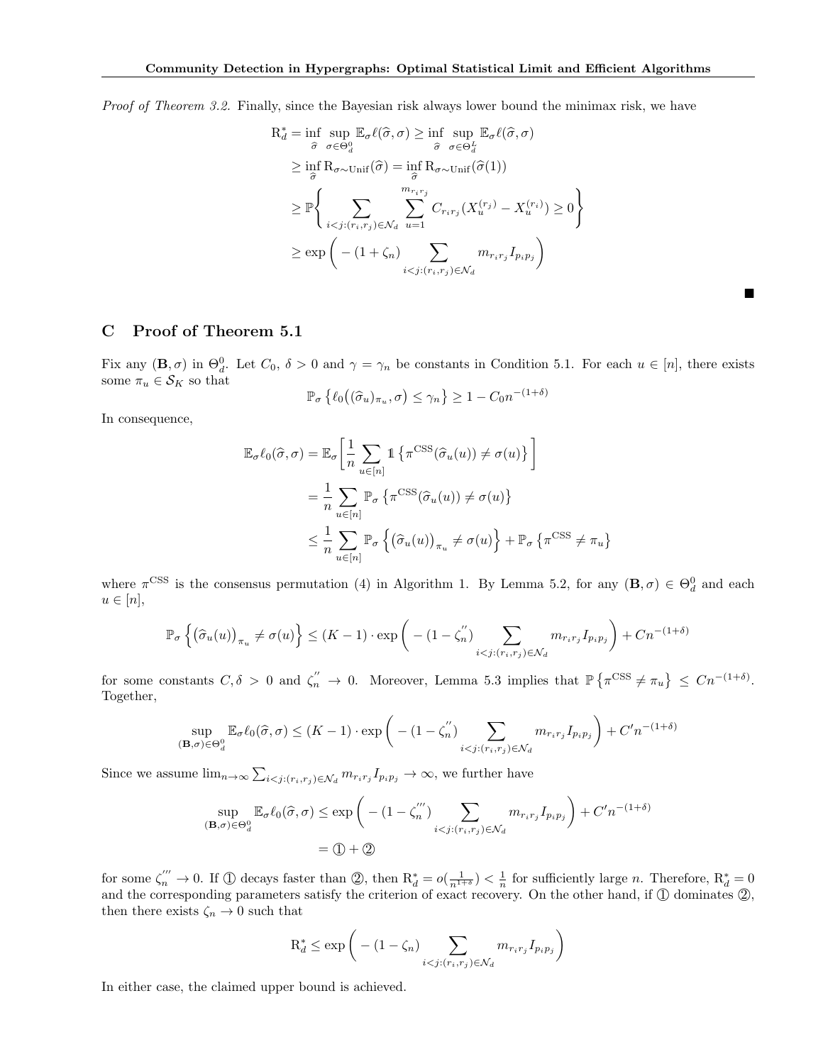*Proof of Theorem 3.2.* Finally, since the Bayesian risk always lower bound the minimax risk, we have

$$
\begin{aligned}
\mathrm{R}_d^* &= \inf_{\widehat{\sigma}} \sup_{\sigma \in \Theta_d^0} \mathbb{E}_\sigma \ell(\widehat{\sigma}, \sigma) \geq \inf_{\widehat{\sigma}} \sup_{\sigma \in \Theta_d^L} \mathbb{E}_\sigma \ell(\widehat{\sigma}, \sigma) \\
&\geq \inf_{\widehat{\sigma}} \mathrm{R}_{\sigma \sim \mathrm{Unif}}(\widehat{\sigma}) = \inf_{\widehat{\sigma}} \mathrm{R}_{\sigma \sim \mathrm{Unif}}(\widehat{\sigma}(1)) \\
&\geq \mathbb{P}\Bigg\{ \sum_{i<j:(r_i, r_j) \in \mathcal{N}_d} \sum_{u=1}^{m_{r_i r_j}} C_{r_i r_j} (X_u^{(r_j)} - X_u^{(r_i)}) \geq 0 \Bigg\} \\
&\geq \exp\Bigg( - (1+\zeta_n) \sum_{i<j:(r_i, r_j) \in \mathcal{N}_d} m_{r_i r_j} I_{p_i p_j} \Bigg)
\end{aligned}
$$

■

## C Proof of Theorem 5.1

Fix any $(\mathbf{B}, \sigma)$ in $\Theta_d^0$. Let $C_0$, $\delta > 0$ and $\gamma = \gamma_n$ be constants in Condition 5.1. For each $u \in [n]$, there exists some $\pi_u \in \mathcal{S}_K$ so that

$$
\mathbb{P}_\sigma \left\{ \ell_0\big( (\widehat{\sigma}_u)_{\pi_u}, \sigma \big) \leq \gamma_n \right\} \geq 1 - C_0 n^{-(1+\delta)}
$$

In consequence,

$$
\begin{aligned}
\mathbb{E}_\sigma \ell_0(\widehat{\sigma}, \sigma) &= \mathbb{E}_\sigma \Bigg[ \frac{1}{n} \sum_{u \in [n]} \mathbb{1}\left\{ \pi^{\mathrm{CSS}}(\widehat{\sigma}_u(u)) \neq \sigma(u) \right\} \Bigg] \\
&= \frac{1}{n} \sum_{u \in [n]} \mathbb{P}_\sigma \left\{ \pi^{\mathrm{CSS}}(\widehat{\sigma}_u(u)) \neq \sigma(u) \right\} \\
&\leq \frac{1}{n} \sum_{u \in [n]} \mathbb{P}_\sigma \left\{ \big( \widehat{\sigma}_u(u) \big)_{\pi_u} \neq \sigma(u) \right\} + \mathbb{P}_\sigma \left\{ \pi^{\mathrm{CSS}} \neq \pi_u \right\}
\end{aligned}
$$

where $\pi^{\mathrm{CSS}}$ is the consensus permutation (4) in Algorithm 1. By Lemma 5.2, for any $(\mathbf{B}, \sigma) \in \Theta_d^0$ and each $u \in [n]$,

$$
\mathbb{P}_\sigma \left\{ \big( \widehat{\sigma}_u(u) \big)_{\pi_u} \neq \sigma(u) \right\} \leq (K-1) \cdot \exp\Bigg( - (1 - \zeta_n^{''}) \sum_{i<j:(r_i, r_j) \in \mathcal{N}_d} m_{r_i r_j} I_{p_i p_j} \Bigg) + C n^{-(1+\delta)}
$$

for some constants $C, \delta > 0$ and $\zeta_n^{''} \to 0$. Moreover, Lemma 5.3 implies that $\mathbb{P}\left\{ \pi^{\mathrm{CSS}} \neq \pi_u \right\} \leq C n^{-(1+\delta)}$. Together,

$$
\sup_{(\mathbf{B}, \sigma) \in \Theta_d^0} \mathbb{E}_\sigma \ell_0(\widehat{\sigma}, \sigma) \leq (K-1) \cdot \exp\Bigg( - (1 - \zeta_n^{''}) \sum_{i<j:(r_i, r_j) \in \mathcal{N}_d} m_{r_i r_j} I_{p_i p_j} \Bigg) + C' n^{-(1+\delta)}
$$

Since we assume $\lim_{n \to \infty} \sum_{i<j:(r_i, r_j) \in \mathcal{N}_d} m_{r_i r_j} I_{p_i p_j} \to \infty$, we further have

$$
\begin{aligned}
\sup_{(\mathbf{B}, \sigma) \in \Theta_d^0} \mathbb{E}_\sigma \ell_0(\widehat{\sigma}, \sigma) &\leq \exp\Bigg( - (1 - \zeta_n^{'''}) \sum_{i<j:(r_i, r_j) \in \mathcal{N}_d} m_{r_i r_j} I_{p_i p_j} \Bigg) + C' n^{-(1+\delta)} \\
&= ① + ②
\end{aligned}
$$

for some $\zeta_n^{'''} \to 0$. If ① decays faster than ②, then $\mathrm{R}_d^* = o(\frac{1}{n^{1+\delta}}) < \frac{1}{n}$ for sufficiently large $n$. Therefore, $\mathrm{R}_d^* = 0$ and the corresponding parameters satisfy the criterion of exact recovery. On the other hand, if ① dominates ②, then there exists $\zeta_n \to 0$ such that

$$
\mathrm{R}_d^* \leq \exp\Bigg( - (1 - \zeta_n) \sum_{i<j:(r_i, r_j) \in \mathcal{N}_d} m_{r_i r_j} I_{p_i p_j} \Bigg)
$$

In either case, the claimed upper bound is achieved.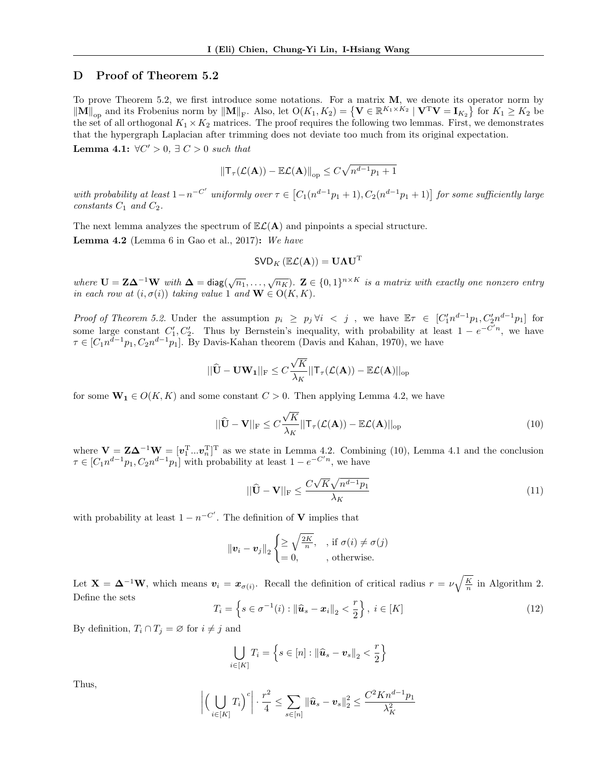## D Proof of Theorem 5.2

To prove Theorem 5.2, we first introduce some notations. For a matrix $\mathbf{M}$, we denote its operator norm by $\|\mathbf{M}\|_{\text{op}}$ and its Frobenius norm by $\|\mathbf{M}\|_{\text{F}}$. Also, let $\text{O}(K_1, K_2) = \left\{\mathbf{V} \in \mathbb{R}^{K_1 \times K_2} \mid \mathbf{V}^{\text{T}}\mathbf{V} = \mathbf{I}_{K_2}\right\}$ for $K_1 \geq K_2$ be the set of all orthogonal $K_1 \times K_2$ matrices. The proof requires the following two lemmas. First, we demonstrates that the hypergraph Laplacian after trimming does not deviate too much from its original expectation.

**Lemma 4.1:** *$\forall C' > 0$, $\exists\ C > 0$ such that*

$$\|\mathsf{T}_\tau(\mathcal{L}(\mathbf{A})) - \mathbb{E}\mathcal{L}(\mathbf{A})\|_{\text{op}} \leq C\sqrt{n^{d-1}p_1 + 1}$$

*with probability at least $1 - n^{-C'}$ uniformly over $\tau \in \left[C_1(n^{d-1}p_1 + 1), C_2(n^{d-1}p_1 + 1)\right]$ for some sufficiently large constants $C_1$ and $C_2$.*

The next lemma analyzes the spectrum of $\mathbb{E}\mathcal{L}(\mathbf{A})$ and pinpoints a special structure.

**Lemma 4.2** (Lemma 6 in Gao et al., 2017)**:** *We have*

$$\mathsf{SVD}_K\left(\mathbb{E}\mathcal{L}(\mathbf{A})\right) = \mathbf{U}\mathbf{\Lambda}\mathbf{U}^{\text{T}}$$

*where $\mathbf{U} = \mathbf{Z}\mathbf{\Delta}^{-1}\mathbf{W}$ with $\mathbf{\Delta} = \mathsf{diag}(\sqrt{n_1}, \ldots, \sqrt{n_K})$. $\mathbf{Z} \in \{0,1\}^{n \times K}$ is a matrix with exactly one nonzero entry in each row at $(i, \sigma(i))$ taking value 1 and $\mathbf{W} \in \text{O}(K, K)$.*

*Proof of Theorem 5.2.* Under the assumption $p_i \geq p_j\ \forall i < j$ , we have $\mathbb{E}\tau \in [C_1' n^{d-1}p_1, C_2' n^{d-1}p_1]$ for some large constant $C_1', C_2'$. Thus by Bernstein's inequality, with probability at least $1 - e^{-C'n}$, we have $\tau \in [C_1 n^{d-1}p_1, C_2 n^{d-1}p_1]$. By Davis-Kahan theorem (Davis and Kahan, 1970), we have

$$||\widehat{\mathbf{U}} - \mathbf{U}\mathbf{W_1}||_{\text{F}} \leq C\frac{\sqrt{K}}{\lambda_K}||\mathsf{T}_\tau(\mathcal{L}(\mathbf{A})) - \mathbb{E}\mathcal{L}(\mathbf{A})||_{\text{op}}$$

for some $\mathbf{W_1} \in O(K, K)$ and some constant $C > 0$. Then applying Lemma 4.2, we have

$$||\widehat{\mathbf{U}} - \mathbf{V}||_{\text{F}} \leq C\frac{\sqrt{K}}{\lambda_K}||\mathsf{T}_\tau(\mathcal{L}(\mathbf{A})) - \mathbb{E}\mathcal{L}(\mathbf{A})||_{\text{op}} \tag{10}$$

where $\mathbf{V} = \mathbf{Z}\mathbf{\Delta}^{-1}\mathbf{W} = [\boldsymbol{v}_1^{\text{T}} \ldots \boldsymbol{v}_n^{\text{T}}]^{\text{T}}$ as we state in Lemma 4.2. Combining (10), Lemma 4.1 and the conclusion $\tau \in [C_1 n^{d-1}p_1, C_2 n^{d-1}p_1]$ with probability at least $1 - e^{-C'n}$, we have

$$||\widehat{\mathbf{U}} - \mathbf{V}||_{\text{F}} \leq \frac{C\sqrt{K}\sqrt{n^{d-1}p_1}}{\lambda_K} \tag{11}$$

with probability at least $1 - n^{-C'}$. The definition of $\mathbf{V}$ implies that

$$\|\boldsymbol{v}_i - \boldsymbol{v}_j\|_2 \begin{cases} \geq \sqrt{\frac{2K}{n}}, & \text{, if } \sigma(i) \neq \sigma(j) \\ = 0, & \text{, otherwise.} \end{cases}$$

Let $\mathbf{X} = \mathbf{\Delta}^{-1}\mathbf{W}$, which means $\boldsymbol{v}_i = \boldsymbol{x}_{\sigma(i)}$. Recall the definition of critical radius $r = \nu\sqrt{\frac{K}{n}}$ in Algorithm 2. Define the sets

$$T_i = \left\{s \in \sigma^{-1}(i) : \|\widehat{\boldsymbol{u}}_s - \boldsymbol{x}_i\|_2 < \frac{r}{2}\right\},\ i \in [K] \tag{12}$$

By definition, $T_i \cap T_j = \varnothing$ for $i \neq j$ and

$$\bigcup_{i \in [K]} T_i = \left\{s \in [n] : \|\widehat{\boldsymbol{u}}_s - \boldsymbol{v}_s\|_2 < \frac{r}{2}\right\}$$

Thus,

$$\left|\Big(\bigcup_{i \in [K]} T_i\Big)^c\right| \cdot \frac{r^2}{4} \leq \sum_{s \in [n]} \|\widehat{\boldsymbol{u}}_s - \boldsymbol{v}_s\|_2^2 \leq \frac{C^2 K n^{d-1}p_1}{\lambda_K^2}$$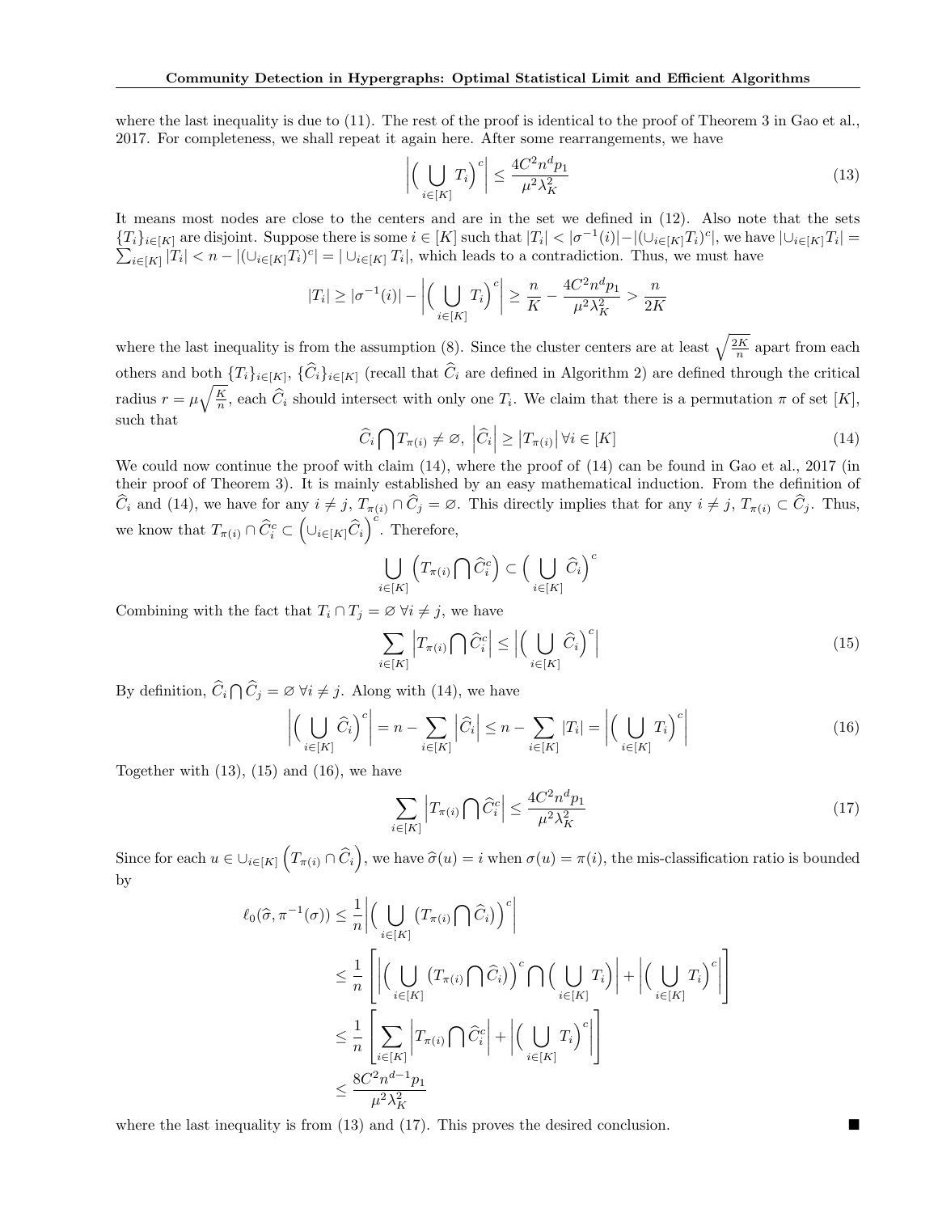where the last inequality is due to (11). The rest of the proof is identical to the proof of Theorem 3 in Gao et al., 2017. For completeness, we shall repeat it again here. After some rearrangements, we have

$$\left|\Big(\bigcup_{i\in[K]} T_i\Big)^c\right| \leq \frac{4C^2 n^d p_1}{\mu^2 \lambda_K^2} \tag{13}$$

It means most nodes are close to the centers and are in the set we defined in (12). Also note that the sets $\{T_i\}_{i\in[K]}$ are disjoint. Suppose there is some $i \in [K]$ such that $|T_i| < |\sigma^{-1}(i)| - |(\cup_{i\in[K]} T_i)^c|$, we have $|\cup_{i\in[K]} T_i| = \sum_{i\in[K]} |T_i| < n - |(\cup_{i\in[K]} T_i)^c| = |\cup_{i\in[K]} T_i|$, which leads to a contradiction. Thus, we must have

$$|T_i| \geq |\sigma^{-1}(i)| - \left|\Big(\bigcup_{i\in[K]} T_i\Big)^c\right| \geq \frac{n}{K} - \frac{4C^2 n^d p_1}{\mu^2 \lambda_K^2} > \frac{n}{2K}$$

where the last inequality is from the assumption (8). Since the cluster centers are at least $\sqrt{\frac{2K}{n}}$ apart from each others and both $\{T_i\}_{i\in[K]}$, $\{\widehat{C}_i\}_{i\in[K]}$ (recall that $\widehat{C}_i$ are defined in Algorithm 2) are defined through the critical radius $r = \mu\sqrt{\frac{K}{n}}$, each $\widehat{C}_i$ should intersect with only one $T_i$. We claim that there is a permutation $\pi$ of set $[K]$, such that

$$\widehat{C}_i \bigcap T_{\pi(i)} \neq \varnothing, \ \left|\widehat{C}_i\right| \geq \left|T_{\pi(i)}\right| \forall i \in [K] \tag{14}$$

We could now continue the proof with claim (14), where the proof of (14) can be found in Gao et al., 2017 (in their proof of Theorem 3). It is mainly established by an easy mathematical induction. From the definition of $\widehat{C}_i$ and (14), we have for any $i \neq j$, $T_{\pi(i)} \cap \widehat{C}_j = \varnothing$. This directly implies that for any $i \neq j$, $T_{\pi(i)} \subset \widehat{C}_j$. Thus, we know that $T_{\pi(i)} \cap \widehat{C}_i^c \subset \left(\cup_{i\in[K]} \widehat{C}_i\right)^c$. Therefore,

$$\bigcup_{i\in[K]} \left(T_{\pi(i)} \bigcap \widehat{C}_i^c\right) \subset \Big(\bigcup_{i\in[K]} \widehat{C}_i\Big)^c$$

Combining with the fact that $T_i \cap T_j = \varnothing \ \forall i \neq j$, we have

$$\sum_{i\in[K]} \left|T_{\pi(i)} \bigcap \widehat{C}_i^c\right| \leq \left|\Big(\bigcup_{i\in[K]} \widehat{C}_i\Big)^c\right| \tag{15}$$

By definition, $\widehat{C}_i \bigcap \widehat{C}_j = \varnothing \ \forall i \neq j$. Along with (14), we have

$$\left|\Big(\bigcup_{i\in[K]} \widehat{C}_i\Big)^c\right| = n - \sum_{i\in[K]} \left|\widehat{C}_i\right| \leq n - \sum_{i\in[K]} |T_i| = \left|\Big(\bigcup_{i\in[K]} T_i\Big)^c\right| \tag{16}$$

Together with (13), (15) and (16), we have

$$\sum_{i\in[K]} \left|T_{\pi(i)} \bigcap \widehat{C}_i^c\right| \leq \frac{4C^2 n^d p_1}{\mu^2 \lambda_K^2} \tag{17}$$

Since for each $u \in \cup_{i\in[K]} \left(T_{\pi(i)} \cap \widehat{C}_i\right)$, we have $\widehat{\sigma}(u) = i$ when $\sigma(u) = \pi(i)$, the mis-classification ratio is bounded by

$$\begin{aligned}
\ell_0(\widehat{\sigma}, \pi^{-1}(\sigma)) &\leq \frac{1}{n}\left|\Big(\bigcup_{i\in[K]} \big(T_{\pi(i)} \bigcap \widehat{C}_i\big)\Big)^c\right| \\
&\leq \frac{1}{n}\left[\left|\Big(\bigcup_{i\in[K]} \big(T_{\pi(i)} \bigcap \widehat{C}_i\big)\Big)^c \bigcap \Big(\bigcup_{i\in[K]} T_i\Big)\right| + \left|\Big(\bigcup_{i\in[K]} T_i\Big)^c\right|\right] \\
&\leq \frac{1}{n}\left[\sum_{i\in[K]} \left|T_{\pi(i)} \bigcap \widehat{C}_i^c\right| + \left|\Big(\bigcup_{i\in[K]} T_i\Big)^c\right|\right] \\
&\leq \frac{8C^2 n^{d-1} p_1}{\mu^2 \lambda_K^2}
\end{aligned}$$

where the last inequality is from (13) and (17). This proves the desired conclusion. ∎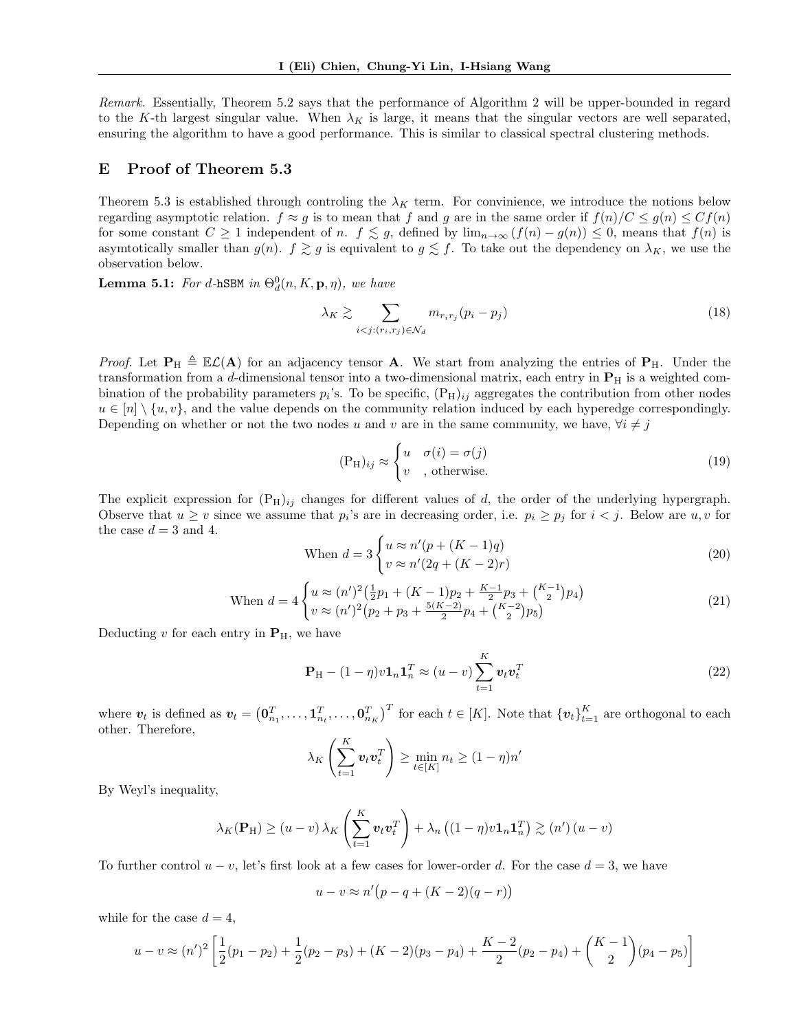*Remark.* Essentially, Theorem 5.2 says that the performance of Algorithm 2 will be upper-bounded in regard to the $K$-th largest singular value. When $\lambda_K$ is large, it means that the singular vectors are well separated, ensuring the algorithm to have a good performance. This is similar to classical spectral clustering methods.

## E Proof of Theorem 5.3

Theorem 5.3 is established through controling the $\lambda_K$ term. For convinience, we introduce the notions below regarding asymptotic relation. $f \approx g$ is to mean that $f$ and $g$ are in the same order if $f(n)/C \leq g(n) \leq Cf(n)$ for some constant $C \geq 1$ independent of $n$. $f \lesssim g$, defined by $\lim_{n\to\infty}(f(n) - g(n)) \leq 0$, means that $f(n)$ is asymtotically smaller than $g(n)$. $f \gtrsim g$ is equivalent to $g \lesssim f$. To take out the dependency on $\lambda_K$, we use the observation below.

**Lemma 5.1:** *For $d$-*`hSBM` *in $\Theta_d^0(n, K, \mathbf{p}, \eta)$, we have*

$$\lambda_K \gtrsim \sum_{i<j:(r_i,r_j)\in\mathcal{N}_d} m_{r_ir_j}(p_i - p_j) \tag{18}$$

*Proof.* Let $\mathbf{P}_\mathrm{H} \triangleq \mathbb{E}\mathcal{L}(\mathbf{A})$ for an adjacency tensor $\mathbf{A}$. We start from analyzing the entries of $\mathbf{P}_\mathrm{H}$. Under the transformation from a $d$-dimensional tensor into a two-dimensional matrix, each entry in $\mathbf{P}_\mathrm{H}$ is a weighted combination of the probability parameters $p_i$'s. To be specific, $(\mathrm{P}_\mathrm{H})_{ij}$ aggregates the contribution from other nodes $u \in [n] \setminus \{u, v\}$, and the value depends on the community relation induced by each hyperedge correspondingly. Depending on whether or not the two nodes $u$ and $v$ are in the same community, we have, $\forall i \neq j$

$$(\mathrm{P}_\mathrm{H})_{ij} \approx \begin{cases} u & \sigma(i) = \sigma(j) \\ v & \text{, otherwise.} \end{cases} \tag{19}$$

The explicit expression for $(\mathrm{P}_\mathrm{H})_{ij}$ changes for different values of $d$, the order of the underlying hypergraph. Observe that $u \geq v$ since we assume that $p_i$'s are in decreasing order, i.e. $p_i \geq p_j$ for $i < j$. Below are $u, v$ for the case $d = 3$ and 4.

$$\text{When } d = 3 \begin{cases} u \approx n'(p + (K-1)q) \\ v \approx n'(2q + (K-2)r) \end{cases} \tag{20}$$

$$\text{When } d = 4 \begin{cases} u \approx (n')^2\big(\frac{1}{2}p_1 + (K-1)p_2 + \frac{K-1}{2}p_3 + \binom{K-1}{2}p_4\big) \\ v \approx (n')^2\big(p_2 + p_3 + \frac{5(K-2)}{2}p_4 + \binom{K-2}{2}p_5\big) \end{cases} \tag{21}$$

Deducting $v$ for each entry in $\mathbf{P}_\mathrm{H}$, we have

$$\mathbf{P}_\mathrm{H} - (1-\eta)v\mathbf{1}_n\mathbf{1}_n^T \approx (u - v)\sum_{t=1}^{K} \boldsymbol{v}_t\boldsymbol{v}_t^T \tag{22}$$

where $\boldsymbol{v}_t$ is defined as $\boldsymbol{v}_t = \big(\mathbf{0}_{n_1}^T, \ldots, \mathbf{1}_{n_t}^T, \ldots, \mathbf{0}_{n_K}^T\big)^T$ for each $t \in [K]$. Note that $\{\boldsymbol{v}_t\}_{t=1}^K$ are orthogonal to each other. Therefore,

$$\lambda_K\left(\sum_{t=1}^{K}\boldsymbol{v}_t\boldsymbol{v}_t^T\right) \geq \min_{t\in[K]} n_t \geq (1-\eta)n'$$

By Weyl's inequality,

$$\lambda_K(\mathbf{P}_\mathrm{H}) \geq (u - v)\,\lambda_K\left(\sum_{t=1}^{K}\boldsymbol{v}_t\boldsymbol{v}_t^T\right) + \lambda_n\left((1-\eta)v\mathbf{1}_n\mathbf{1}_n^T\right) \gtrsim (n')\,(u - v)$$

To further control $u - v$, let's first look at a few cases for lower-order $d$. For the case $d = 3$, we have

$$u - v \approx n'\big(p - q + (K-2)(q - r)\big)$$

while for the case $d = 4$,

$$u - v \approx (n')^2\left[\frac{1}{2}(p_1 - p_2) + \frac{1}{2}(p_2 - p_3) + (K-2)(p_3 - p_4) + \frac{K-2}{2}(p_2 - p_4) + \binom{K-1}{2}(p_4 - p_5)\right]$$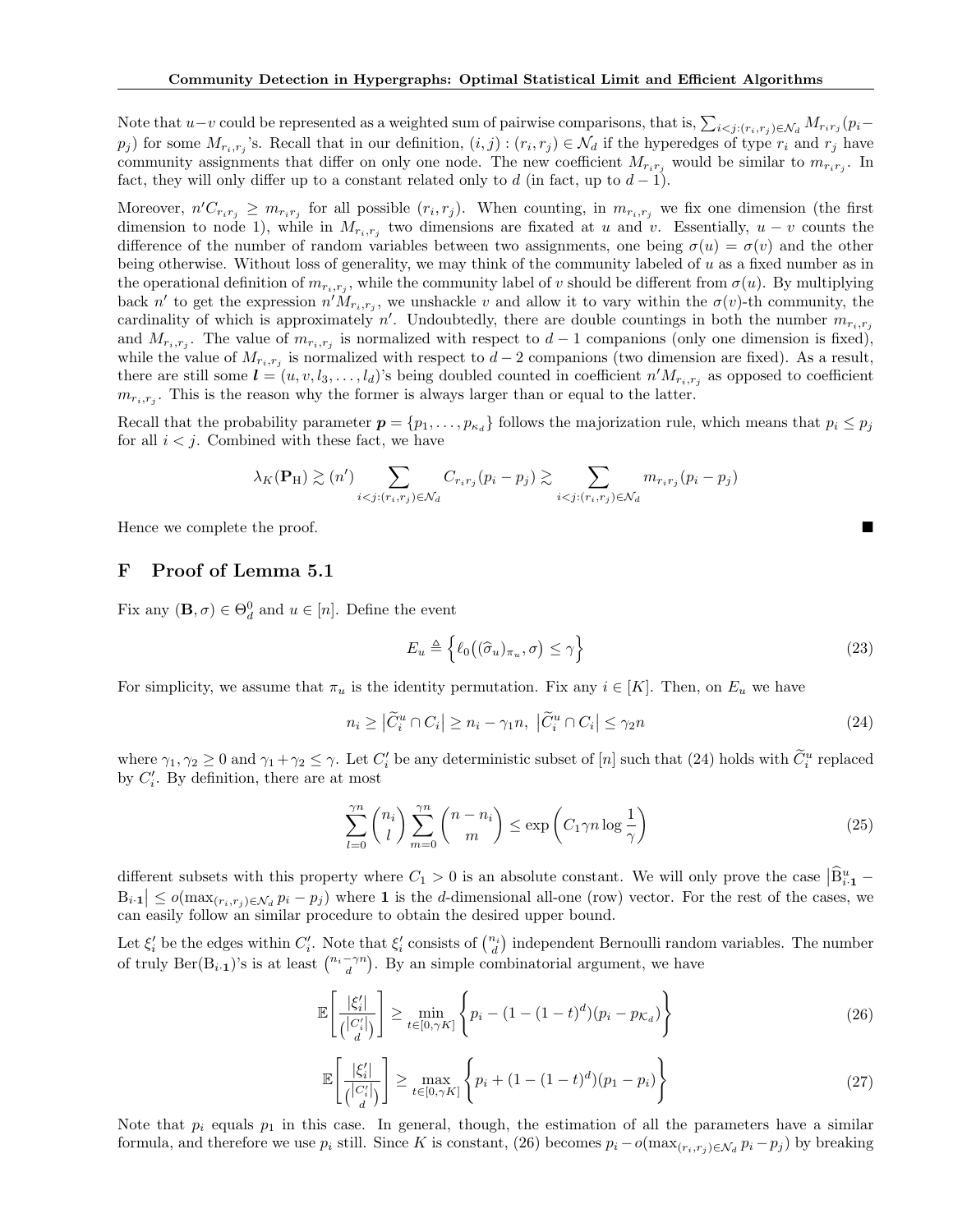Note that $u-v$ could be represented as a weighted sum of pairwise comparisons, that is, $\sum_{i<j:(r_i,r_j)\in\mathcal{N}_d} M_{r_ir_j}(p_i-p_j)$ for some $M_{r_i,r_j}$'s. Recall that in our definition, $(i,j):(r_i,r_j)\in\mathcal{N}_d$ if the hyperedges of type $r_i$ and $r_j$ have community assignments that differ on only one node. The new coefficient $M_{r_ir_j}$ would be similar to $m_{r_ir_j}$. In fact, they will only differ up to a constant related only to $d$ (in fact, up to $d-1$).

Moreover, $n'C_{r_ir_j} \geq m_{r_ir_j}$ for all possible $(r_i, r_j)$. When counting, in $m_{r_i,r_j}$ we fix one dimension (the first dimension to node 1), while in $M_{r_i,r_j}$ two dimensions are fixated at $u$ and $v$. Essentially, $u-v$ counts the difference of the number of random variables between two assignments, one being $\sigma(u)=\sigma(v)$ and the other being otherwise. Without loss of generality, we may think of the community labeled of $u$ as a fixed number as in the operational definition of $m_{r_i,r_j}$, while the community label of $v$ should be different from $\sigma(u)$. By multiplying back $n'$ to get the expression $n'M_{r_i,r_j}$, we unshackle $v$ and allow it to vary within the $\sigma(v)$-th community, the cardinality of which is approximately $n'$. Undoubtedly, there are double countings in both the number $m_{r_i,r_j}$ and $M_{r_i,r_j}$. The value of $m_{r_i,r_j}$ is normalized with respect to $d-1$ companions (only one dimension is fixed), while the value of $M_{r_i,r_j}$ is normalized with respect to $d-2$ companions (two dimension are fixed). As a result, there are still some $\boldsymbol{l}=(u,v,l_3,\ldots,l_d)$'s being doubled counted in coefficient $n'M_{r_i,r_j}$ as opposed to coefficient $m_{r_i,r_j}$. This is the reason why the former is always larger than or equal to the latter.

Recall that the probability parameter $\boldsymbol{p}=\{p_1,\ldots,p_{\kappa_d}\}$ follows the majorization rule, which means that $p_i \leq p_j$ for all $i<j$. Combined with these fact, we have

$$\lambda_K(\mathbf{P}_\mathrm{H}) \gtrsim (n') \sum_{i<j:(r_i,r_j)\in\mathcal{N}_d} C_{r_ir_j}(p_i-p_j) \gtrsim \sum_{i<j:(r_i,r_j)\in\mathcal{N}_d} m_{r_ir_j}(p_i-p_j)$$

Hence we complete the proof. ∎

## F Proof of Lemma 5.1

Fix any $(\mathbf{B},\sigma)\in\Theta_d^0$ and $u\in[n]$. Define the event

$$E_u \triangleq \left\{\ell_0\big((\widehat{\sigma}_u)_{\pi_u},\sigma\big)\leq\gamma\right\} \tag{23}$$

For simplicity, we assume that $\pi_u$ is the identity permutation. Fix any $i\in[K]$. Then, on $E_u$ we have

$$n_i \geq \left|\widetilde{C}_i^u\cap C_i\right| \geq n_i-\gamma_1 n,\ \left|\widetilde{C}_i^u\cap C_i\right|\leq\gamma_2 n \tag{24}$$

where $\gamma_1,\gamma_2\geq 0$ and $\gamma_1+\gamma_2\leq\gamma$. Let $C_i'$ be any deterministic subset of $[n]$ such that (24) holds with $\widetilde{C}_i^u$ replaced by $C_i'$. By definition, there are at most

$$\sum_{l=0}^{\gamma n}\binom{n_i}{l}\sum_{m=0}^{\gamma n}\binom{n-n_i}{m}\leq\exp\left(C_1\gamma n\log\frac{1}{\gamma}\right) \tag{25}$$

different subsets with this property where $C_1>0$ is an absolute constant. We will only prove the case $\left|\widehat{\mathrm{B}}_{i\cdot\mathbf{1}}^u-\mathrm{B}_{i\cdot\mathbf{1}}\right|\leq o(\max_{(r_i,r_j)\in\mathcal{N}_d} p_i-p_j)$ where $\mathbf{1}$ is the $d$-dimensional all-one (row) vector. For the rest of the cases, we can easily follow an similar procedure to obtain the desired upper bound.

Let $\xi_i'$ be the edges within $C_i'$. Note that $\xi_i'$ consists of $\binom{n_i}{d}$ independent Bernoulli random variables. The number of truly $\mathrm{Ber}(\mathrm{B}_{i\cdot\mathbf{1}})$'s is at least $\binom{n_i-\gamma n}{d}$. By an simple combinatorial argument, we have

$$\mathbb{E}\left[\frac{|\xi_i'|}{\binom{|C_i'|}{d}}\right]\geq\min_{t\in[0,\gamma K]}\left\{p_i-(1-(1-t)^d)(p_i-p_{\mathcal{K}_d})\right\} \tag{26}$$

$$\mathbb{E}\left[\frac{|\xi_i'|}{\binom{|C_i'|}{d}}\right]\geq\max_{t\in[0,\gamma K]}\left\{p_i+(1-(1-t)^d)(p_1-p_i)\right\} \tag{27}$$

Note that $p_i$ equals $p_1$ in this case. In general, though, the estimation of all the parameters have a similar formula, and therefore we use $p_i$ still. Since $K$ is constant, (26) becomes $p_i-o(\max_{(r_i,r_j)\in\mathcal{N}_d} p_i-p_j)$ by breaking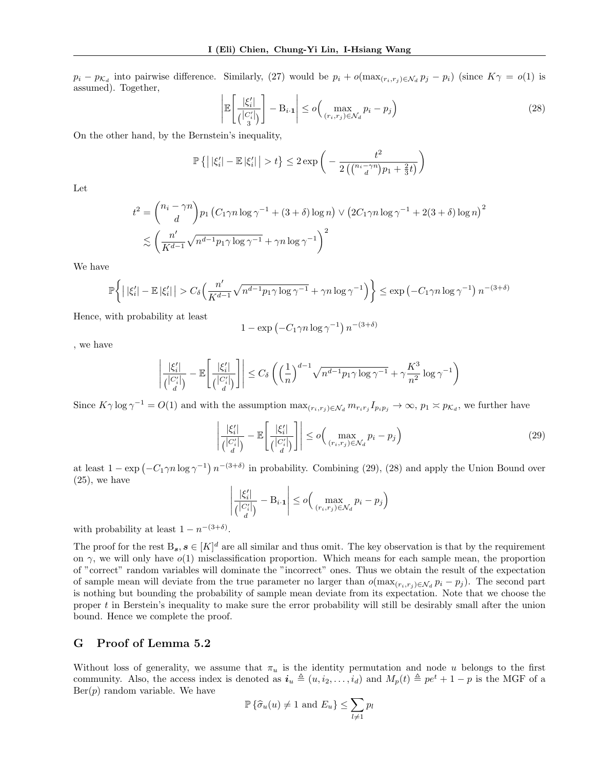$p_i - p_{\mathcal{K}_d}$ into pairwise difference. Similarly, (27) would be $p_i + o(\max_{(r_i,r_j)\in\mathcal{N}_d} p_j - p_i)$ (since $K\gamma = o(1)$ is assumed). Together,

$$\left| \mathbb{E}\left[ \frac{|\xi'_i|}{\binom{|C'_i|}{3}} \right] - \mathrm{B}_{i\cdot\mathbf{1}} \right| \le o\Big( \max_{(r_i,r_j)\in\mathcal{N}_d} p_i - p_j \Big) \tag{28}$$

On the other hand, by the Bernstein's inequality,

$$\mathbb{P}\left\{ \big| |\xi'_i| - \mathbb{E}\,|\xi'_i| \big| > t \right\} \le 2\exp\left( - \frac{t^2}{2\left(\binom{n_i - \gamma n}{d} p_1 + \frac{2}{3}t\right)} \right)$$

Let

$$\begin{aligned} t^2 &= \binom{n_i - \gamma n}{d} p_1 \left( C_1 \gamma n \log \gamma^{-1} + (3+\delta)\log n \right) \vee \left( 2C_1 \gamma n \log \gamma^{-1} + 2(3+\delta)\log n \right)^2 \\ &\lesssim \left( \frac{n'}{K^{d-1}} \sqrt{n^{d-1} p_1 \gamma \log \gamma^{-1}} + \gamma n \log \gamma^{-1} \right)^2 \end{aligned}$$

We have

$$\mathbb{P}\left\{ \big| |\xi'_i| - \mathbb{E}\,|\xi'_i| \big| > C_\delta \Big( \frac{n'}{K^{d-1}} \sqrt{n^{d-1} p_1 \gamma \log \gamma^{-1}} + \gamma n \log \gamma^{-1} \Big) \right\} \le \exp\left( -C_1 \gamma n \log \gamma^{-1} \right) n^{-(3+\delta)}$$

Hence, with probability at least

$$1 - \exp\left( -C_1 \gamma n \log \gamma^{-1} \right) n^{-(3+\delta)}$$

, we have

$$\left| \frac{|\xi'_i|}{\binom{|C'_i|}{d}} - \mathbb{E}\left[ \frac{|\xi'_i|}{\binom{|C'_i|}{d}} \right] \right| \le C_\delta \left( \Big( \frac{1}{n} \Big)^{d-1} \sqrt{n^{d-1} p_1 \gamma \log \gamma^{-1}} + \gamma \frac{K^3}{n^2} \log \gamma^{-1} \right)$$

Since $K\gamma \log \gamma^{-1} = O(1)$ and with the assumption $\max_{(r_i,r_j)\in\mathcal{N}_d} m_{r_i r_j} I_{p_i p_j} \to \infty$, $p_1 \asymp p_{\mathcal{K}_d}$, we further have

$$\left| \frac{|\xi'_i|}{\binom{|C'_i|}{d}} - \mathbb{E}\left[ \frac{|\xi'_i|}{\binom{|C'_i|}{d}} \right] \right| \le o\Big( \max_{(r_i,r_j)\in\mathcal{N}_d} p_i - p_j \Big) \tag{29}$$

at least $1 - \exp\left( -C_1 \gamma n \log \gamma^{-1} \right) n^{-(3+\delta)}$ in probability. Combining (29), (28) and apply the Union Bound over (25), we have

$$\left| \frac{|\xi'_i|}{\binom{|C'_i|}{d}} - \mathrm{B}_{i\cdot\mathbf{1}} \right| \le o\Big( \max_{(r_i,r_j)\in\mathcal{N}_d} p_i - p_j \Big)$$

with probability at least $1 - n^{-(3+\delta)}$.

The proof for the rest $\mathrm{B}_{\boldsymbol{s}}, \boldsymbol{s} \in [K]^d$ are all similar and thus omit. The key observation is that by the requirement on $\gamma$, we will only have $o(1)$ misclassification proportion. Which means for each sample mean, the proportion of "correct" random variables will dominate the "incorrect" ones. Thus we obtain the result of the expectation of sample mean will deviate from the true parameter no larger than $o(\max_{(r_i,r_j)\in\mathcal{N}_d} p_i - p_j)$. The second part is nothing but bounding the probability of sample mean deviate from its expectation. Note that we choose the proper $t$ in Berstein's inequality to make sure the error probability will still be desirably small after the union bound. Hence we complete the proof.

## G Proof of Lemma 5.2

Without loss of generality, we assume that $\pi_u$ is the identity permutation and node $u$ belongs to the first community. Also, the access index is denoted as $\boldsymbol{i}_u \triangleq (u, i_2, \dots, i_d)$ and $M_p(t) \triangleq pe^t + 1 - p$ is the MGF of a $\mathrm{Ber}(p)$ random variable. We have

$$\mathbb{P}\left\{ \widehat{\sigma}_u(u) \ne 1 \text{ and } E_u \right\} \le \sum_{l \ne 1} p_l$$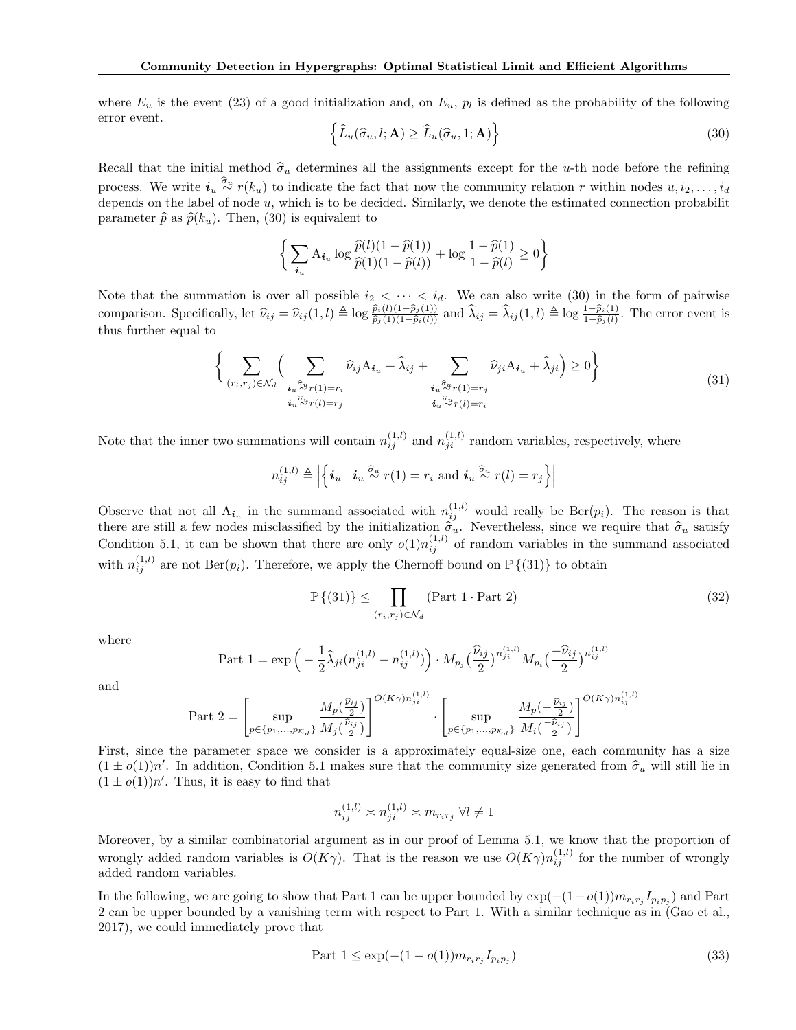where $E_u$ is the event (23) of a good initialization and, on $E_u$, $p_l$ is defined as the probability of the following error event.

$$\left\{ \widehat{L}_u(\widehat{\sigma}_u, l; \mathbf{A}) \geq \widehat{L}_u(\widehat{\sigma}_u, 1; \mathbf{A}) \right\} \tag{30}$$

Recall that the initial method $\widehat{\sigma}_u$ determines all the assignments except for the $u$-th node before the refining process. We write $\boldsymbol{i}_u \overset{\widehat{\sigma}_u}{\sim} r(k_u)$ to indicate the fact that now the community relation $r$ within nodes $u, i_2, \ldots, i_d$ depends on the label of node $u$, which is to be decided. Similarly, we denote the estimated connection probabilit parameter $\widehat{p}$ as $\widehat{p}(k_u)$. Then, (30) is equivalent to

$$\left\{ \sum_{\boldsymbol{i}_u} \mathrm{A}_{\boldsymbol{i}_u} \log \frac{\widehat{p}(l)(1-\widehat{p}(1))}{\widehat{p}(1)(1-\widehat{p}(l))} + \log \frac{1-\widehat{p}(1)}{1-\widehat{p}(l)} \geq 0 \right\}$$

Note that the summation is over all possible $i_2 < \cdots < i_d$. We can also write (30) in the form of pairwise comparison. Specifically, let $\widehat{\nu}_{ij} = \widehat{\nu}_{ij}(1,l) \triangleq \log \frac{\widehat{p}_i(l)(1-\widehat{p}_j(1))}{\widehat{p}_j(1)(1-\widehat{p}_i(l))}$ and $\widehat{\lambda}_{ij} = \widehat{\lambda}_{ij}(1,l) \triangleq \log \frac{1-\widehat{p}_i(1)}{1-\widehat{p}_j(l)}$. The error event is thus further equal to

$$\left\{ \sum_{(r_i,r_j)\in\mathcal{N}_d} \Big( \sum_{\substack{\boldsymbol{i}_u \overset{\widehat{\sigma}_u}{\sim} r(1)=r_i \\ \boldsymbol{i}_u \overset{\widehat{\sigma}_u}{\sim} r(l)=r_j}} \widehat{\nu}_{ij}\mathrm{A}_{\boldsymbol{i}_u} + \widehat{\lambda}_{ij} + \sum_{\substack{\boldsymbol{i}_u \overset{\widehat{\sigma}_u}{\sim} r(1)=r_j \\ \boldsymbol{i}_u \overset{\widehat{\sigma}_u}{\sim} r(l)=r_i}} \widehat{\nu}_{ji}\mathrm{A}_{\boldsymbol{i}_u} + \widehat{\lambda}_{ji} \Big) \geq 0 \right\} \tag{31}$$

Note that the inner two summations will contain $n_{ij}^{(1,l)}$ and $n_{ji}^{(1,l)}$ random variables, respectively, where

$$n_{ij}^{(1,l)} \triangleq \left| \left\{ \boldsymbol{i}_u \mid \boldsymbol{i}_u \overset{\widehat{\sigma}_u}{\sim} r(1) = r_i \text{ and } \boldsymbol{i}_u \overset{\widehat{\sigma}_u}{\sim} r(l) = r_j \right\} \right|$$

Observe that not all $\mathrm{A}_{\boldsymbol{i}_u}$ in the summand associated with $n_{ij}^{(1,l)}$ would really be $\mathrm{Ber}(p_i)$. The reason is that there are still a few nodes misclassified by the initialization $\widehat{\sigma}_u$. Nevertheless, since we require that $\widehat{\sigma}_u$ satisfy Condition 5.1, it can be shown that there are only $o(1)n_{ij}^{(1,l)}$ of random variables in the summand associated with $n_{ij}^{(1,l)}$ are not $\mathrm{Ber}(p_i)$. Therefore, we apply the Chernoff bound on $\mathbb{P}\{(31)\}$ to obtain

$$\mathbb{P}\{(31)\} \leq \prod_{(r_i,r_j)\in\mathcal{N}_d} (\text{Part 1} \cdot \text{Part 2}) \tag{32}$$

where

$$\text{Part 1} = \exp\Big(-\frac{1}{2}\widehat{\lambda}_{ji}(n_{ji}^{(1,l)} - n_{ij}^{(1,l)})\Big) \cdot M_{p_j}\big(\frac{\widehat{\nu}_{ij}}{2}\big)^{n_{ji}^{(1,l)}} M_{p_i}\big(\frac{-\widehat{\nu}_{ij}}{2}\big)^{n_{ij}^{(1,l)}}$$

and

$$\text{Part 2} = \left[ \sup_{p\in\{p_1,\ldots,p_{\mathcal{K}_d}\}} \frac{M_p(\frac{\widehat{\nu}_{ij}}{2})}{M_j(\frac{\widehat{\nu}_{ij}}{2})} \right]^{O(K\gamma)n_{ji}^{(1,l)}} \cdot \left[ \sup_{p\in\{p_1,\ldots,p_{\mathcal{K}_d}\}} \frac{M_p(-\frac{\widehat{\nu}_{ij}}{2})}{M_i(\frac{-\widehat{\nu}_{ij}}{2})} \right]^{O(K\gamma)n_{ij}^{(1,l)}}$$

First, since the parameter space we consider is a approximately equal-size one, each community has a size $(1 \pm o(1))n'$. In addition, Condition 5.1 makes sure that the community size generated from $\widehat{\sigma}_u$ will still lie in $(1 \pm o(1))n'$. Thus, it is easy to find that

$$n_{ij}^{(1,l)} \asymp n_{ji}^{(1,l)} \asymp m_{r_ir_j} \ \forall l \neq 1$$

Moreover, by a similar combinatorial argument as in our proof of Lemma 5.1, we know that the proportion of wrongly added random variables is $O(K\gamma)$. That is the reason we use $O(K\gamma)n_{ij}^{(1,l)}$ for the number of wrongly added random variables.

In the following, we are going to show that Part 1 can be upper bounded by $\exp(-(1-o(1))m_{r_ir_j}I_{p_ip_j})$ and Part 2 can be upper bounded by a vanishing term with respect to Part 1. With a similar technique as in (Gao et al., 2017), we could immediately prove that

$$\text{Part 1} \leq \exp(-(1-o(1))m_{r_ir_j}I_{p_ip_j}) \tag{33}$$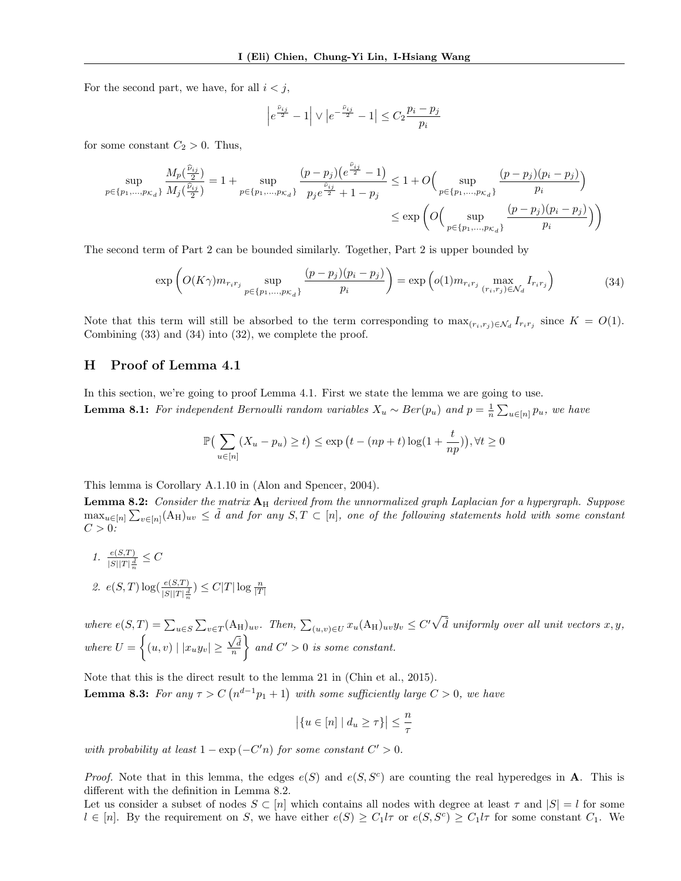For the second part, we have, for all $i < j$,

$$\left|e^{\frac{\widehat{\nu}_{ij}}{2}} - 1\right| \vee \left|e^{-\frac{\widehat{\nu}_{ij}}{2}} - 1\right| \leq C_2 \frac{p_i - p_j}{p_i}$$

for some constant $C_2 > 0$. Thus,

$$\begin{aligned}
\sup_{p \in \{p_1,\ldots,p_{\mathcal{K}_d}\}} \frac{M_p(\frac{\widehat{\nu}_{ij}}{2})}{M_j(\frac{\widehat{\nu}_{ij}}{2})} = 1 + \sup_{p \in \{p_1,\ldots,p_{\mathcal{K}_d}\}} \frac{(p - p_j)\big(e^{\frac{\widehat{\nu}_{ij}}{2}} - 1\big)}{p_j e^{\frac{\widehat{\nu}_{ij}}{2}} + 1 - p_j} &\leq 1 + O\Big(\sup_{p \in \{p_1,\ldots,p_{\mathcal{K}_d}\}} \frac{(p - p_j)(p_i - p_j)}{p_i}\Big) \\
&\leq \exp\left(O\Big(\sup_{p \in \{p_1,\ldots,p_{\mathcal{K}_d}\}} \frac{(p - p_j)(p_i - p_j)}{p_i}\Big)\right)
\end{aligned}$$

The second term of Part 2 can be bounded similarly. Together, Part 2 is upper bounded by

$$\exp\left(O(K\gamma) m_{r_i r_j} \sup_{p \in \{p_1,\ldots,p_{\mathcal{K}_d}\}} \frac{(p - p_j)(p_i - p_j)}{p_i}\right) = \exp\left(o(1) m_{r_i r_j} \max_{(r_i, r_j) \in \mathcal{N}_d} I_{r_i r_j}\right) \tag{34}$$

Note that this term will still be absorbed to the term corresponding to $\max_{(r_i,r_j)\in\mathcal{N}_d} I_{r_i r_j}$ since $K = O(1)$. Combining (33) and (34) into (32), we complete the proof.

## H Proof of Lemma 4.1

In this section, we're going to proof Lemma 4.1. First we state the lemma we are going to use.

**Lemma 8.1:** *For independent Bernoulli random variables $X_u \sim Ber(p_u)$ and $p = \frac{1}{n}\sum_{u\in[n]} p_u$, we have*

$$\mathbb{P}\big(\sum_{u\in[n]} (X_u - p_u) \geq t\big) \leq \exp\big(t - (np + t)\log(1 + \frac{t}{np})\big), \forall t \geq 0$$

This lemma is Corollary A.1.10 in (Alon and Spencer, 2004).

**Lemma 8.2:** *Consider the matrix $\mathbf{A}_{\mathrm{H}}$ derived from the unnormalized graph Laplacian for a hypergraph. Suppose $\max_{u\in[n]} \sum_{v\in[n]} (\mathrm{A}_{\mathrm{H}})_{uv} \leq \tilde{d}$ and for any $S, T \subset [n]$, one of the following statements hold with some constant $C > 0$:*

1. $\frac{e(S,T)}{|S||T|\frac{\tilde{d}}{n}} \leq C$
2. $e(S,T)\log(\frac{e(S,T)}{|S||T|\frac{\tilde{d}}{n}}) \leq C|T|\log\frac{n}{|T|}$

*where $e(S,T) = \sum_{u\in S}\sum_{v\in T} (\mathrm{A}_{\mathrm{H}})_{uv}$. Then, $\sum_{(u,v)\in U} x_u (\mathrm{A}_{\mathrm{H}})_{uv} y_v \leq C'\sqrt{\tilde{d}}$ uniformly over all unit vectors $x, y$, where $U = \left\{(u,v) \mid |x_u y_v| \geq \frac{\sqrt{\tilde{d}}}{n}\right\}$ and $C' > 0$ is some constant.*

Note that this is the direct result to the lemma 21 in (Chin et al., 2015).

**Lemma 8.3:** *For any $\tau > C\left(n^{d-1}p_1 + 1\right)$ with some sufficiently large $C > 0$, we have*

$$\left|\{u \in [n] \mid d_u \geq \tau\}\right| \leq \frac{n}{\tau}$$

*with probability at least $1 - \exp(-C'n)$ for some constant $C' > 0$.*

*Proof.* Note that in this lemma, the edges $e(S)$ and $e(S, S^c)$ are counting the real hyperedges in $\mathbf{A}$. This is different with the definition in Lemma 8.2.

Let us consider a subset of nodes $S \subset [n]$ which contains all nodes with degree at least $\tau$ and $|S| = l$ for some $l \in [n]$. By the requirement on $S$, we have either $e(S) \geq C_1 l\tau$ or $e(S, S^c) \geq C_1 l\tau$ for some constant $C_1$. We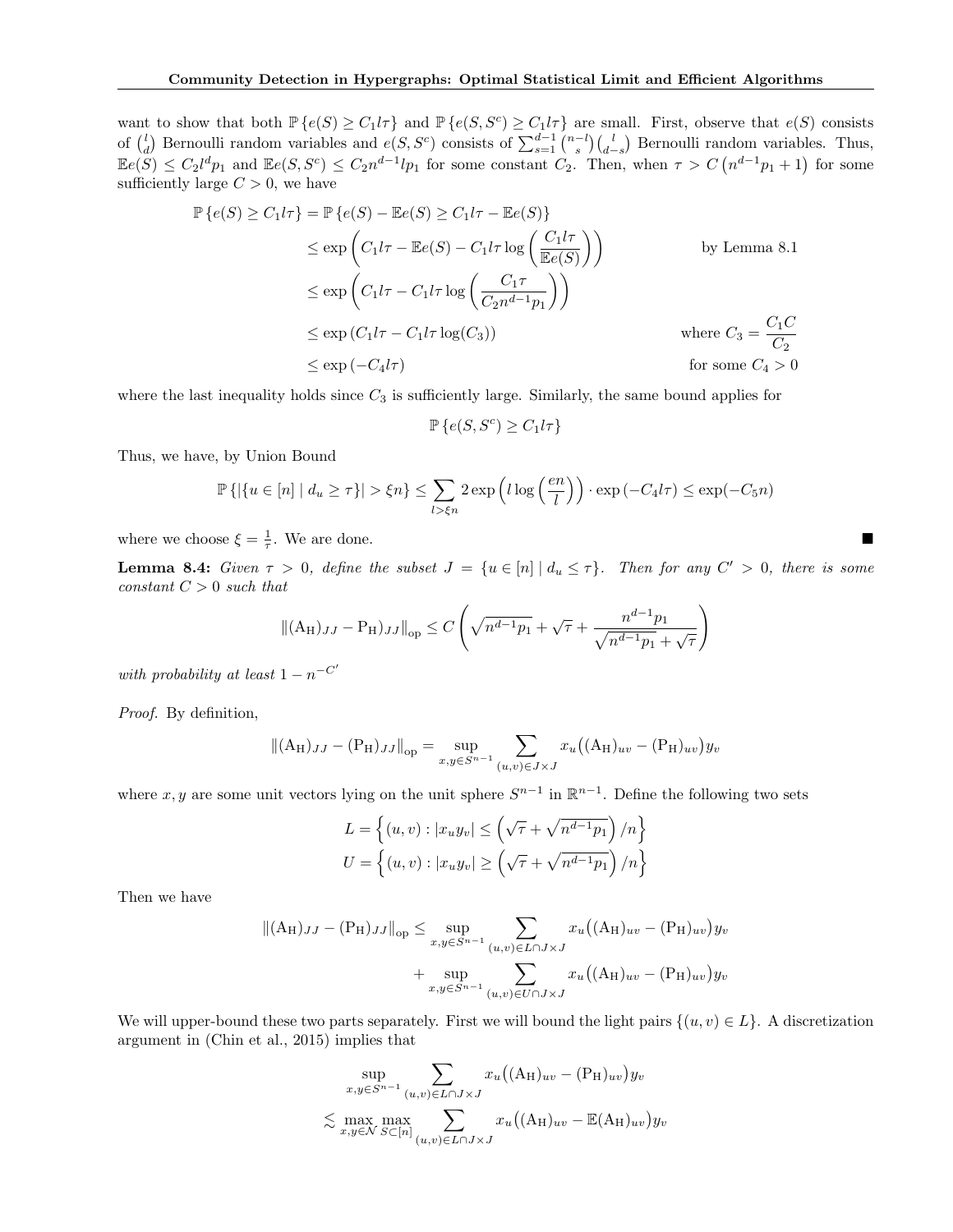want to show that both $\mathbb{P}\{e(S) \geq C_1 l\tau\}$ and $\mathbb{P}\{e(S,S^c) \geq C_1 l\tau\}$ are small. First, observe that $e(S)$ consists of $\binom{l}{d}$ Bernoulli random variables and $e(S,S^c)$ consists of $\sum_{s=1}^{d-1}\binom{n-l}{s}\binom{l}{d-s}$ Bernoulli random variables. Thus, $\mathbb{E}e(S) \leq C_2 l^d p_1$ and $\mathbb{E}e(S,S^c) \leq C_2 n^{d-1} l p_1$ for some constant $C_2$. Then, when $\tau > C\left(n^{d-1}p_1 + 1\right)$ for some sufficiently large $C > 0$, we have

$$
\begin{aligned}
\mathbb{P}\{e(S) \geq C_1 l\tau\} &= \mathbb{P}\{e(S) - \mathbb{E}e(S) \geq C_1 l\tau - \mathbb{E}e(S)\} \\
&\leq \exp\left(C_1 l\tau - \mathbb{E}e(S) - C_1 l\tau \log\left(\frac{C_1 l\tau}{\mathbb{E}e(S)}\right)\right) && \text{by Lemma 8.1} \\
&\leq \exp\left(C_1 l\tau - C_1 l\tau \log\left(\frac{C_1\tau}{C_2 n^{d-1}p_1}\right)\right) \\
&\leq \exp\left(C_1 l\tau - C_1 l\tau \log(C_3)\right) && \text{where } C_3 = \frac{C_1 C}{C_2} \\
&\leq \exp\left(-C_4 l\tau\right) && \text{for some } C_4 > 0
\end{aligned}
$$

where the last inequality holds since $C_3$ is sufficiently large. Similarly, the same bound applies for

$$
\mathbb{P}\{e(S,S^c) \geq C_1 l\tau\}
$$

Thus, we have, by Union Bound

$$
\mathbb{P}\{|\{u \in [n] \mid d_u \geq \tau\}| > \xi n\} \leq \sum_{l > \xi n} 2\exp\left(l\log\left(\frac{en}{l}\right)\right)\cdot\exp\left(-C_4 l\tau\right) \leq \exp(-C_5 n)
$$

where we choose $\xi = \frac{1}{\tau}$. We are done. ∎

**Lemma 8.4:** *Given $\tau > 0$, define the subset $J = \{u \in [n] \mid d_u \leq \tau\}$. Then for any $C' > 0$, there is some constant $C > 0$ such that*

$$
\|(\mathrm{A_H})_{JJ} - \mathrm{P_H})_{JJ}\|_{\mathrm{op}} \leq C\left(\sqrt{n^{d-1}p_1} + \sqrt{\tau} + \frac{n^{d-1}p_1}{\sqrt{n^{d-1}p_1} + \sqrt{\tau}}\right)
$$

*with probability at least $1 - n^{-C'}$*

*Proof.* By definition,

$$
\|(\mathrm{A_H})_{JJ} - (\mathrm{P_H})_{JJ}\|_{\mathrm{op}} = \sup_{x,y\in S^{n-1}} \sum_{(u,v)\in J\times J} x_u\big((\mathrm{A_H})_{uv} - (\mathrm{P_H})_{uv}\big)y_v
$$

where $x, y$ are some unit vectors lying on the unit sphere $S^{n-1}$ in $\mathbb{R}^{n-1}$. Define the following two sets

$$
L = \left\{(u,v) : |x_u y_v| \leq \left(\sqrt{\tau} + \sqrt{n^{d-1}p_1}\right)/n\right\}
$$
$$
U = \left\{(u,v) : |x_u y_v| \geq \left(\sqrt{\tau} + \sqrt{n^{d-1}p_1}\right)/n\right\}
$$

Then we have

$$
\begin{aligned}
\|(\mathrm{A_H})_{JJ} - (\mathrm{P_H})_{JJ}\|_{\mathrm{op}} \leq &\sup_{x,y\in S^{n-1}} \sum_{(u,v)\in L\cap J\times J} x_u\big((\mathrm{A_H})_{uv} - (\mathrm{P_H})_{uv}\big)y_v \\
&+ \sup_{x,y\in S^{n-1}} \sum_{(u,v)\in U\cap J\times J} x_u\big((\mathrm{A_H})_{uv} - (\mathrm{P_H})_{uv}\big)y_v
\end{aligned}
$$

We will upper-bound these two parts separately. First we will bound the light pairs $\{(u,v) \in L\}$. A discretization argument in (Chin et al., 2015) implies that

$$
\begin{aligned}
&\sup_{x,y\in S^{n-1}} \sum_{(u,v)\in L\cap J\times J} x_u\big((\mathrm{A_H})_{uv} - (\mathrm{P_H})_{uv}\big)y_v \\
\lesssim &\max_{x,y\in\mathcal{N}} \max_{S\subset[n]} \sum_{(u,v)\in L\cap J\times J} x_u\big((\mathrm{A_H})_{uv} - \mathbb{E}(\mathrm{A_H})_{uv}\big)y_v
\end{aligned}
$$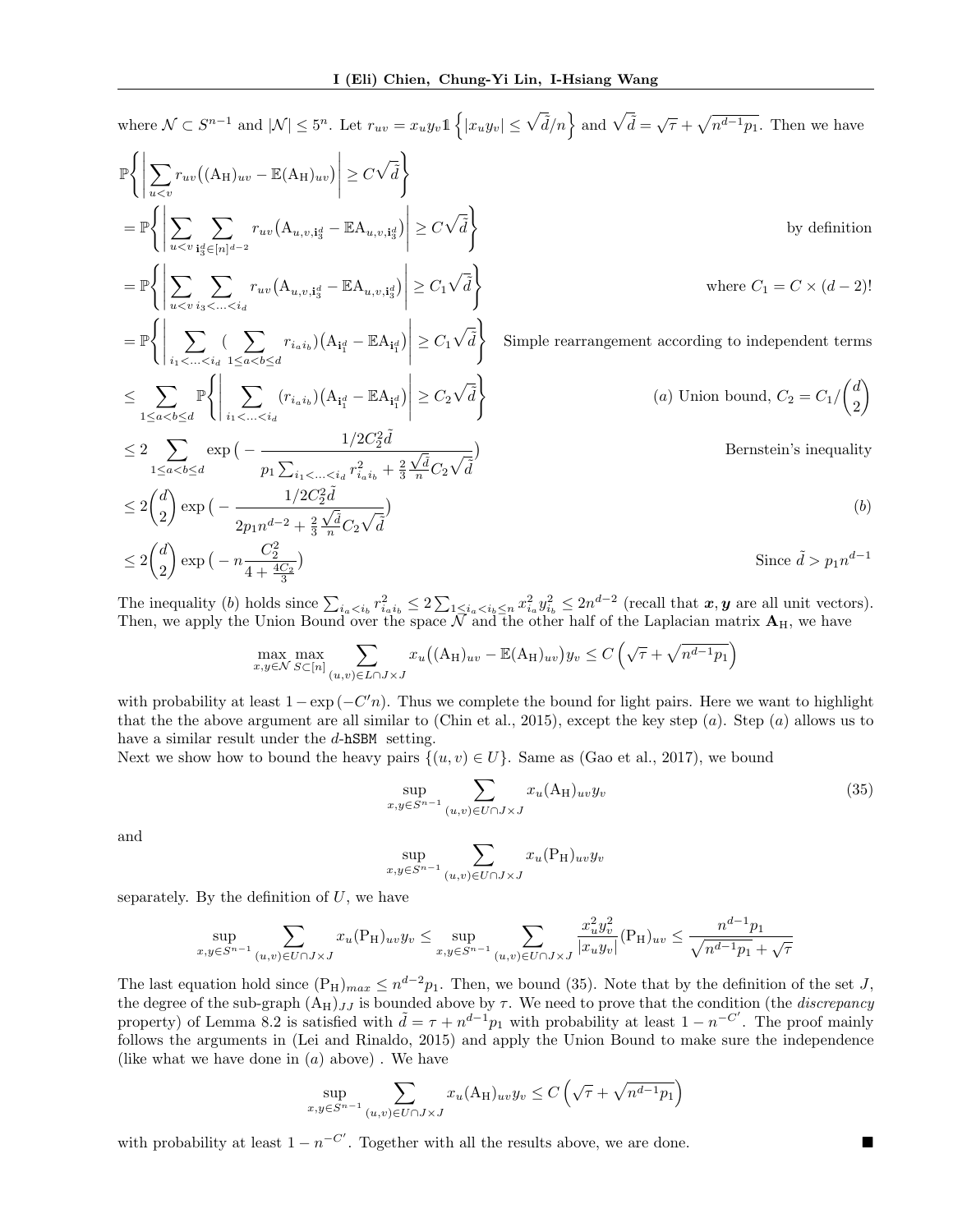where $\mathcal{N} \subset S^{n-1}$ and $|\mathcal{N}| \leq 5^n$. Let $r_{uv} = x_u y_v \mathbb{1}\left\{|x_u y_v| \leq \sqrt{\tilde{d}}/n\right\}$ and $\sqrt{\tilde{d}} = \sqrt{\tau} + \sqrt{n^{d-1}p_1}$. Then we have

$$
\begin{aligned}
&\mathbb{P}\left\{\left|\sum_{u<v} r_{uv}\big((\mathrm{A}_{\mathrm{H}})_{uv} - \mathbb{E}(\mathrm{A}_{\mathrm{H}})_{uv}\big)\right| \geq C\sqrt{\tilde{d}}\right\} \\
&= \mathbb{P}\left\{\left|\sum_{u<v}\sum_{\mathbf{i}_3^d \in [n]^{d-2}} r_{uv}\big(\mathrm{A}_{u,v,\mathbf{i}_3^d} - \mathbb{E}\mathrm{A}_{u,v,\mathbf{i}_3^d}\big)\right| \geq C\sqrt{\tilde{d}}\right\} && \text{by definition} \\
&= \mathbb{P}\left\{\left|\sum_{u<v}\sum_{i_3<\ldots<i_d} r_{uv}\big(\mathrm{A}_{u,v,\mathbf{i}_3^d} - \mathbb{E}\mathrm{A}_{u,v,\mathbf{i}_3^d}\big)\right| \geq C_1\sqrt{\tilde{d}}\right\} && \text{where } C_1 = C \times (d-2)! \\
&= \mathbb{P}\left\{\left|\sum_{i_1<\ldots<i_d}\Big(\sum_{1\leq a<b\leq d} r_{i_a i_b}\Big)\big(\mathrm{A}_{\mathbf{i}_1^d} - \mathbb{E}\mathrm{A}_{\mathbf{i}_1^d}\big)\right| \geq C_1\sqrt{\tilde{d}}\right\} && \text{Simple rearrangement according to independent terms} \\
&\leq \sum_{1\leq a<b\leq d}\mathbb{P}\left\{\left|\sum_{i_1<\ldots<i_d}(r_{i_a i_b})\big(\mathrm{A}_{\mathbf{i}_1^d} - \mathbb{E}\mathrm{A}_{\mathbf{i}_1^d}\big)\right| \geq C_2\sqrt{\tilde{d}}\right\} && (a) \text{ Union bound, } C_2 = C_1/\binom{d}{2} \\
&\leq 2\sum_{1\leq a<b\leq d}\exp\Big(-\frac{1/2 C_2^2\tilde{d}}{p_1\sum_{i_1<\ldots<i_d} r_{i_a i_b}^2 + \frac{2}{3}\frac{\sqrt{\tilde{d}}}{n}C_2\sqrt{\tilde{d}}}\Big) && \text{Bernstein's inequality} \\
&\leq 2\binom{d}{2}\exp\Big(-\frac{1/2 C_2^2\tilde{d}}{2p_1 n^{d-2} + \frac{2}{3}\frac{\sqrt{\tilde{d}}}{n}C_2\sqrt{\tilde{d}}}\Big) && (b) \\
&\leq 2\binom{d}{2}\exp\Big(-n\frac{C_2^2}{4+\frac{4C_2}{3}}\Big) && \text{Since } \tilde{d} > p_1 n^{d-1}
\end{aligned}
$$

The inequality $(b)$ holds since $\sum_{i_a<i_b} r_{i_a i_b}^2 \leq 2\sum_{1\leq i_a<i_b\leq n} x_{i_a}^2 y_{i_b}^2 \leq 2n^{d-2}$ (recall that $\boldsymbol{x}, \boldsymbol{y}$ are all unit vectors). Then, we apply the Union Bound over the space $\mathcal{N}$ and the other half of the Laplacian matrix $\mathbf{A}_{\mathrm{H}}$, we have

$$
\max_{x,y\in\mathcal{N}}\max_{S\subset[n]}\sum_{(u,v)\in L\cap J\times J} x_u\big((\mathrm{A}_{\mathrm{H}})_{uv} - \mathbb{E}(\mathrm{A}_{\mathrm{H}})_{uv}\big)y_v \leq C\left(\sqrt{\tau} + \sqrt{n^{d-1}p_1}\right)
$$

with probability at least $1 - \exp(-C'n)$. Thus we complete the bound for light pairs. Here we want to highlight that the the above argument are all similar to (Chin et al., 2015), except the key step $(a)$. Step $(a)$ allows us to have a similar result under the $d$-hSBM setting.

Next we show how to bound the heavy pairs $\{(u,v) \in U\}$. Same as (Gao et al., 2017), we bound

$$
\sup_{x,y\in S^{n-1}}\sum_{(u,v)\in U\cap J\times J} x_u(\mathrm{A}_{\mathrm{H}})_{uv}y_v \tag{35}
$$

and

$$
\sup_{x,y\in S^{n-1}}\sum_{(u,v)\in U\cap J\times J} x_u(\mathrm{P}_{\mathrm{H}})_{uv}y_v
$$

separately. By the definition of $U$, we have

$$
\sup_{x,y\in S^{n-1}}\sum_{(u,v)\in U\cap J\times J} x_u(\mathrm{P}_{\mathrm{H}})_{uv}y_v \leq \sup_{x,y\in S^{n-1}}\sum_{(u,v)\in U\cap J\times J}\frac{x_u^2 y_v^2}{|x_u y_v|}(\mathrm{P}_{\mathrm{H}})_{uv} \leq \frac{n^{d-1}p_1}{\sqrt{n^{d-1}p_1} + \sqrt{\tau}}
$$

The last equation hold since $(\mathrm{P}_{\mathrm{H}})_{max} \leq n^{d-2}p_1$. Then, we bound (35). Note that by the definition of the set $J$, the degree of the sub-graph $(\mathrm{A}_{\mathrm{H}})_{JJ}$ is bounded above by $\tau$. We need to prove that the condition (the *discrepancy* property) of Lemma 8.2 is satisfied with $\tilde{d} = \tau + n^{d-1}p_1$ with probability at least $1 - n^{-C'}$. The proof mainly follows the arguments in (Lei and Rinaldo, 2015) and apply the Union Bound to make sure the independence (like what we have done in $(a)$ above) . We have

$$
\sup_{x,y\in S^{n-1}}\sum_{(u,v)\in U\cap J\times J} x_u(\mathrm{A}_{\mathrm{H}})_{uv}y_v \leq C\left(\sqrt{\tau} + \sqrt{n^{d-1}p_1}\right)
$$

with probability at least $1 - n^{-C'}$. Together with all the results above, we are done. ■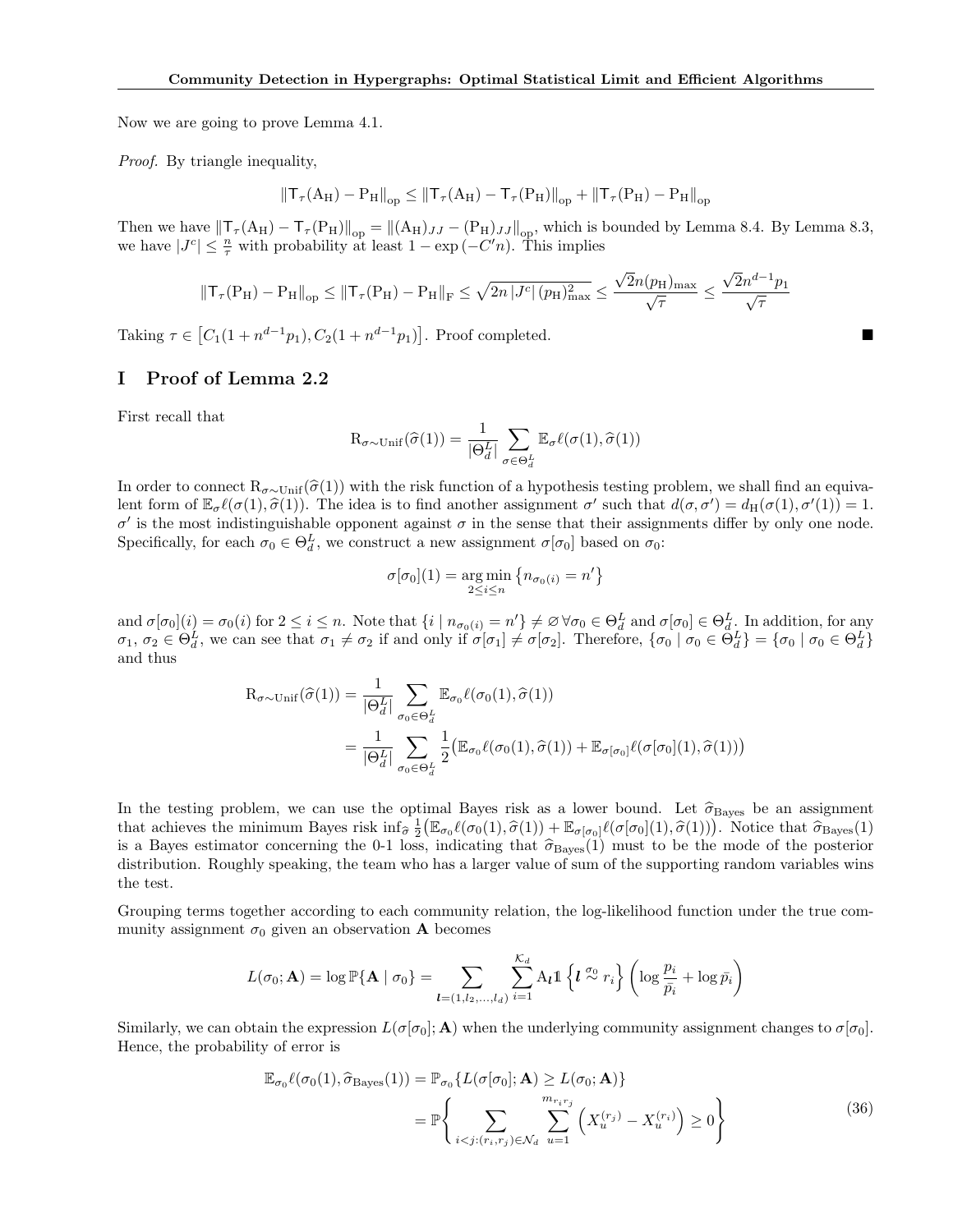Now we are going to prove Lemma 4.1.

*Proof.* By triangle inequality,

$$\|\mathsf{T}_\tau(\mathrm{A_H}) - \mathrm{P_H}\|_{\mathrm{op}} \le \|\mathsf{T}_\tau(\mathrm{A_H}) - \mathsf{T}_\tau(\mathrm{P_H})\|_{\mathrm{op}} + \|\mathsf{T}_\tau(\mathrm{P_H}) - \mathrm{P_H}\|_{\mathrm{op}}$$

Then we have $\|\mathsf{T}_\tau(\mathrm{A_H}) - \mathsf{T}_\tau(\mathrm{P_H})\|_{\mathrm{op}} = \|(\mathrm{A_H})_{JJ} - (\mathrm{P_H})_{JJ}\|_{\mathrm{op}}$, which is bounded by Lemma 8.4. By Lemma 8.3, we have $|J^c| \le \frac{n}{\tau}$ with probability at least $1 - \exp(-C'n)$. This implies

$$\|\mathsf{T}_\tau(\mathrm{P_H}) - \mathrm{P_H}\|_{\mathrm{op}} \le \|\mathsf{T}_\tau(\mathrm{P_H}) - \mathrm{P_H}\|_{\mathrm{F}} \le \sqrt{2n\,|J^c|\,(p_{\mathrm{H}})^2_{\max}} \le \frac{\sqrt{2}n(p_{\mathrm{H}})_{\max}}{\sqrt{\tau}} \le \frac{\sqrt{2}n^{d-1}p_1}{\sqrt{\tau}}$$

Taking $\tau \in \left[C_1(1+n^{d-1}p_1), C_2(1+n^{d-1}p_1)\right]$. Proof completed. ■

# I Proof of Lemma 2.2

First recall that

$$\mathrm{R}_{\sigma\sim\mathrm{Unif}}(\widehat{\sigma}(1)) = \frac{1}{|\Theta_d^L|}\sum_{\sigma\in\Theta_d^L}\mathbb{E}_\sigma \ell(\sigma(1), \widehat{\sigma}(1))$$

In order to connect $\mathrm{R}_{\sigma\sim\mathrm{Unif}}(\widehat{\sigma}(1))$ with the risk function of a hypothesis testing problem, we shall find an equivalent form of $\mathbb{E}_\sigma \ell(\sigma(1), \widehat{\sigma}(1))$. The idea is to find another assignment $\sigma'$ such that $d(\sigma, \sigma') = d_{\mathrm{H}}(\sigma(1), \sigma'(1)) = 1$. $\sigma'$ is the most indistinguishable opponent against $\sigma$ in the sense that their assignments differ by only one node. Specifically, for each $\sigma_0 \in \Theta_d^L$, we construct a new assignment $\sigma[\sigma_0]$ based on $\sigma_0$:

$$\sigma[\sigma_0](1) = \underset{2\le i\le n}{\arg\min}\left\{n_{\sigma_0(i)} = n'\right\}$$

and $\sigma[\sigma_0](i) = \sigma_0(i)$ for $2 \le i \le n$. Note that $\{i \mid n_{\sigma_0(i)} = n'\} \ne \varnothing\, \forall \sigma_0 \in \Theta_d^L$ and $\sigma[\sigma_0] \in \Theta_d^L$. In addition, for any $\sigma_1$, $\sigma_2 \in \Theta_d^L$, we can see that $\sigma_1 \ne \sigma_2$ if and only if $\sigma[\sigma_1] \ne \sigma[\sigma_2]$. Therefore, $\{\sigma_0 \mid \sigma_0 \in \Theta_d^L\} = \{\sigma_0 \mid \sigma_0 \in \Theta_d^L\}$ and thus

$$\begin{aligned}
\mathrm{R}_{\sigma\sim\mathrm{Unif}}(\widehat{\sigma}(1)) &= \frac{1}{|\Theta_d^L|}\sum_{\sigma_0\in\Theta_d^L}\mathbb{E}_{\sigma_0}\ell(\sigma_0(1), \widehat{\sigma}(1)) \\
&= \frac{1}{|\Theta_d^L|}\sum_{\sigma_0\in\Theta_d^L}\frac{1}{2}\big(\mathbb{E}_{\sigma_0}\ell(\sigma_0(1), \widehat{\sigma}(1)) + \mathbb{E}_{\sigma[\sigma_0]}\ell(\sigma[\sigma_0](1), \widehat{\sigma}(1))\big)
\end{aligned}$$

In the testing problem, we can use the optimal Bayes risk as a lower bound. Let $\widehat{\sigma}_{\mathrm{Bayes}}$ be an assignment that achieves the minimum Bayes risk $\inf_{\widehat{\sigma}}\frac{1}{2}\big(\mathbb{E}_{\sigma_0}\ell(\sigma_0(1), \widehat{\sigma}(1)) + \mathbb{E}_{\sigma[\sigma_0]}\ell(\sigma[\sigma_0](1), \widehat{\sigma}(1))\big)$. Notice that $\widehat{\sigma}_{\mathrm{Bayes}}(1)$ is a Bayes estimator concerning the 0-1 loss, indicating that $\widehat{\sigma}_{\mathrm{Bayes}}(1)$ must to be the mode of the posterior distribution. Roughly speaking, the team who has a larger value of sum of the supporting random variables wins the test.

Grouping terms together according to each community relation, the log-likelihood function under the true community assignment $\sigma_0$ given an observation $\mathbf{A}$ becomes

$$L(\sigma_0; \mathbf{A}) = \log\mathbb{P}\{\mathbf{A} \mid \sigma_0\} = \sum_{\boldsymbol{l}=(1,l_2,\ldots,l_d)}\sum_{i=1}^{\mathcal{K}_d}\mathrm{A}_{\boldsymbol{l}}\mathbb{1}\left\{\boldsymbol{l} \overset{\sigma_0}{\sim} r_i\right\}\left(\log\frac{p_i}{\bar{p}_i} + \log\bar{p}_i\right)$$

Similarly, we can obtain the expression $L(\sigma[\sigma_0]; \mathbf{A})$ when the underlying community assignment changes to $\sigma[\sigma_0]$. Hence, the probability of error is

$$\begin{aligned}
\mathbb{E}_{\sigma_0}\ell(\sigma_0(1), \widehat{\sigma}_{\mathrm{Bayes}}(1)) &= \mathbb{P}_{\sigma_0}\{L(\sigma[\sigma_0]; \mathbf{A}) \ge L(\sigma_0; \mathbf{A})\} \\
&= \mathbb{P}\left\{\sum_{i<j:(r_i,r_j)\in\mathcal{N}_d}\sum_{u=1}^{m_{r_ir_j}}\left(X_u^{(r_j)} - X_u^{(r_i)}\right) \ge 0\right\}
\end{aligned} \tag{36}$$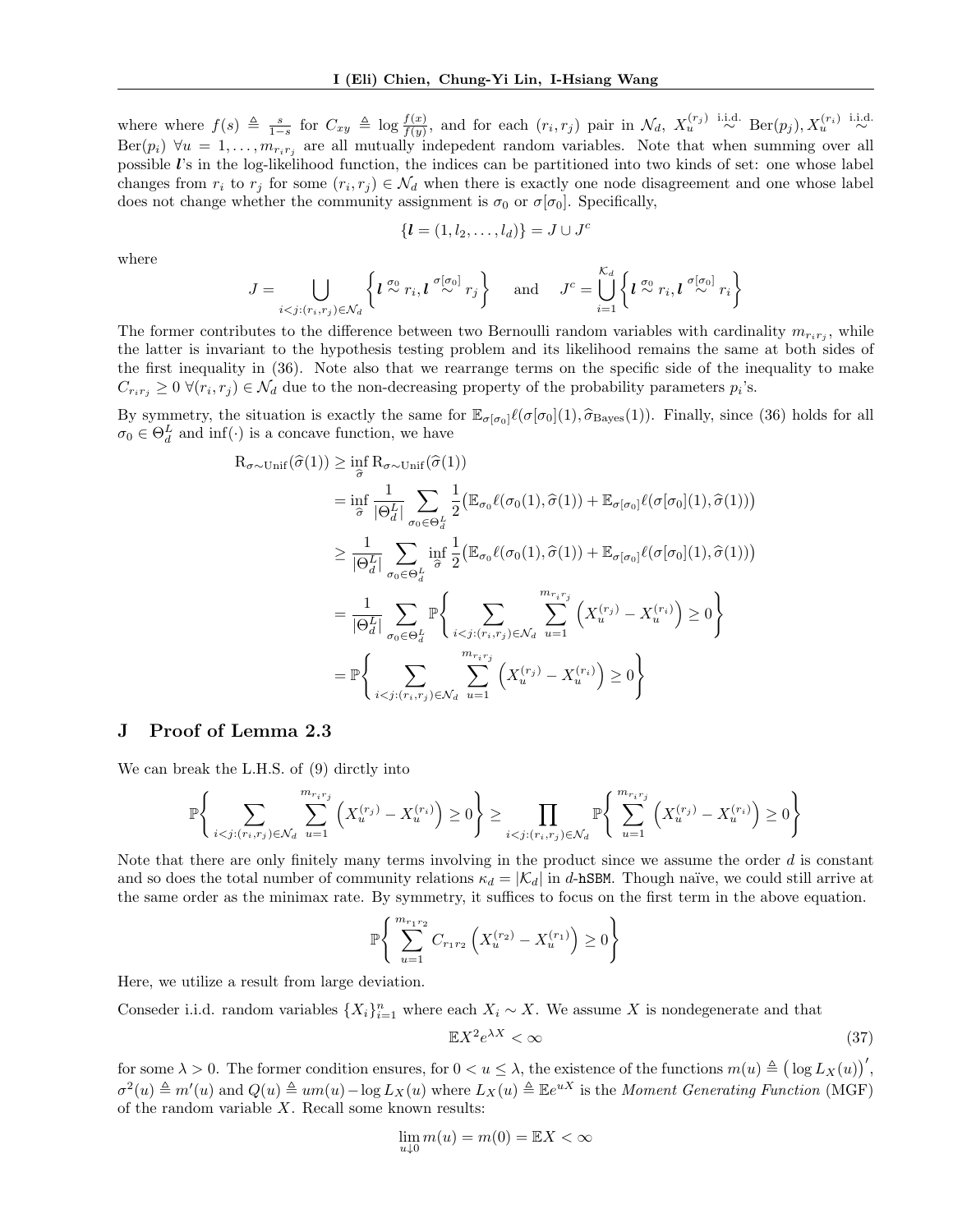where where $f(s) \triangleq \frac{s}{1-s}$ for $C_{xy} \triangleq \log \frac{f(x)}{f(y)}$, and for each $(r_i, r_j)$ pair in $\mathcal{N}_d$, $X_u^{(r_j)} \overset{\text{i.i.d.}}{\sim} \text{Ber}(p_j), X_u^{(r_i)} \overset{\text{i.i.d.}}{\sim} \text{Ber}(p_i)$ $\forall u = 1, \ldots, m_{r_i r_j}$ are all mutually indepedent random variables. Note that when summing over all possible $\boldsymbol{l}$'s in the log-likelihood function, the indices can be partitioned into two kinds of set: one whose label changes from $r_i$ to $r_j$ for some $(r_i, r_j) \in \mathcal{N}_d$ when there is exactly one node disagreement and one whose label does not change whether the community assignment is $\sigma_0$ or $\sigma[\sigma_0]$. Specifically,

$$\{\boldsymbol{l} = (1, l_2, \ldots, l_d)\} = J \cup J^c$$

where

$$J = \bigcup_{i<j:(r_i,r_j)\in\mathcal{N}_d} \left\{ \boldsymbol{l} \overset{\sigma_0}{\sim} r_i, \boldsymbol{l} \overset{\sigma[\sigma_0]}{\sim} r_j \right\} \quad \text{and} \quad J^c = \bigcup_{i=1}^{\mathcal{K}_d} \left\{ \boldsymbol{l} \overset{\sigma_0}{\sim} r_i, \boldsymbol{l} \overset{\sigma[\sigma_0]}{\sim} r_i \right\}$$

The former contributes to the difference between two Bernoulli random variables with cardinality $m_{r_i r_j}$, while the latter is invariant to the hypothesis testing problem and its likelihood remains the same at both sides of the first inequality in (36). Note also that we rearrange terms on the specific side of the inequality to make $C_{r_i r_j} \geq 0$ $\forall (r_i, r_j) \in \mathcal{N}_d$ due to the non-decreasing property of the probability parameters $p_i$'s.

By symmetry, the situation is exactly the same for $\mathbb{E}_{\sigma[\sigma_0]} \ell(\sigma[\sigma_0](1), \widehat{\sigma}_{\text{Bayes}}(1))$. Finally, since (36) holds for all $\sigma_0 \in \Theta_d^L$ and $\inf(\cdot)$ is a concave function, we have

$$\begin{aligned}
\mathrm{R}_{\sigma\sim\text{Unif}}(\widehat{\sigma}(1)) &\geq \inf_{\widehat{\sigma}} \mathrm{R}_{\sigma\sim\text{Unif}}(\widehat{\sigma}(1)) \\
&= \inf_{\widehat{\sigma}} \frac{1}{|\Theta_d^L|} \sum_{\sigma_0 \in \Theta_d^L} \frac{1}{2} \big( \mathbb{E}_{\sigma_0} \ell(\sigma_0(1), \widehat{\sigma}(1)) + \mathbb{E}_{\sigma[\sigma_0]} \ell(\sigma[\sigma_0](1), \widehat{\sigma}(1)) \big) \\
&\geq \frac{1}{|\Theta_d^L|} \sum_{\sigma_0 \in \Theta_d^L} \inf_{\widehat{\sigma}} \frac{1}{2} \big( \mathbb{E}_{\sigma_0} \ell(\sigma_0(1), \widehat{\sigma}(1)) + \mathbb{E}_{\sigma[\sigma_0]} \ell(\sigma[\sigma_0](1), \widehat{\sigma}(1)) \big) \\
&= \frac{1}{|\Theta_d^L|} \sum_{\sigma_0 \in \Theta_d^L} \mathbb{P}\left\{ \sum_{i<j:(r_i,r_j)\in\mathcal{N}_d} \sum_{u=1}^{m_{r_i r_j}} \left( X_u^{(r_j)} - X_u^{(r_i)} \right) \geq 0 \right\} \\
&= \mathbb{P}\left\{ \sum_{i<j:(r_i,r_j)\in\mathcal{N}_d} \sum_{u=1}^{m_{r_i r_j}} \left( X_u^{(r_j)} - X_u^{(r_i)} \right) \geq 0 \right\}
\end{aligned}$$

## J Proof of Lemma 2.3

We can break the L.H.S. of (9) dirctly into

$$\mathbb{P}\left\{ \sum_{i<j:(r_i,r_j)\in\mathcal{N}_d} \sum_{u=1}^{m_{r_i r_j}} \left( X_u^{(r_j)} - X_u^{(r_i)} \right) \geq 0 \right\} \geq \prod_{i<j:(r_i,r_j)\in\mathcal{N}_d} \mathbb{P}\left\{ \sum_{u=1}^{m_{r_i r_j}} \left( X_u^{(r_j)} - X_u^{(r_i)} \right) \geq 0 \right\}$$

Note that there are only finitely many terms involving in the product since we assume the order $d$ is constant and so does the total number of community relations $\kappa_d = |\mathcal{K}_d|$ in $d$-hSBM. Though naïve, we could still arrive at the same order as the minimax rate. By symmetry, it suffices to focus on the first term in the above equation.

$$\mathbb{P}\left\{ \sum_{u=1}^{m_{r_1 r_2}} C_{r_1 r_2} \left( X_u^{(r_2)} - X_u^{(r_1)} \right) \geq 0 \right\}$$

Here, we utilize a result from large deviation.

Conseder i.i.d. random variables $\{X_i\}_{i=1}^n$ where each $X_i \sim X$. We assume $X$ is nondegenerate and that

$$\mathbb{E}X^2 e^{\lambda X} < \infty \tag{37}$$

for some $\lambda > 0$. The former condition ensures, for $0 < u \leq \lambda$, the existence of the functions $m(u) \triangleq \big(\log L_X(u)\big)'$, $\sigma^2(u) \triangleq m'(u)$ and $Q(u) \triangleq um(u) - \log L_X(u)$ where $L_X(u) \triangleq \mathbb{E}e^{uX}$ is the *Moment Generating Function* (MGF) of the random variable $X$. Recall some known results:

$$\lim_{u \downarrow 0} m(u) = m(0) = \mathbb{E}X < \infty$$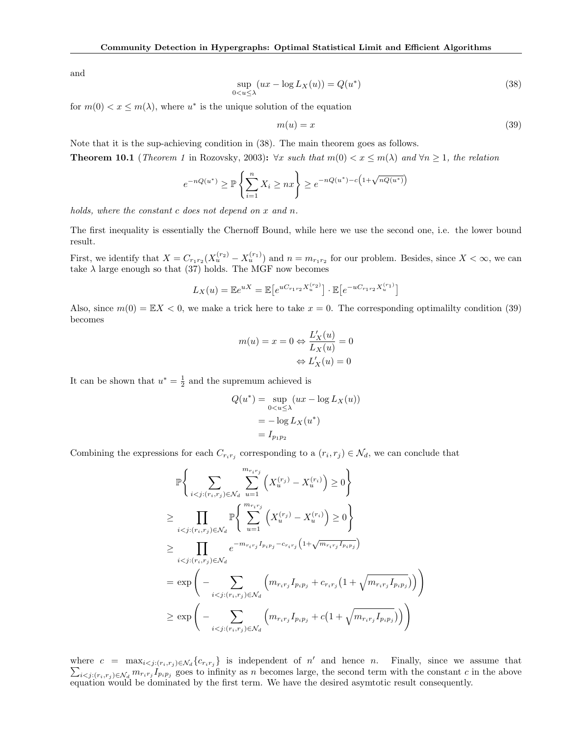and

$$
\sup_{0<u\leq\lambda}(ux - \log L_X(u)) = Q(u^*) \tag{38}
$$

for $m(0) < x \leq m(\lambda)$, where $u^*$ is the unique solution of the equation

$$
m(u) = x \tag{39}
$$

Note that it is the sup-achieving condition in (38). The main theorem goes as follows.

**Theorem 10.1** (*Theorem 1* in Rozovsky, 2003)**:** *$\forall x$ such that $m(0) < x \leq m(\lambda)$ and $\forall n \geq 1$, the relation*

$$
e^{-nQ(u^*)} \geq \mathbb{P}\left\{\sum_{i=1}^{n} X_i \geq nx\right\} \geq e^{-nQ(u^*) - c\left(1+\sqrt{nQ(u^*)}\right)}
$$

*holds, where the constant $c$ does not depend on $x$ and $n$.*

The first inequality is essentially the Chernoff Bound, while here we use the second one, i.e. the lower bound result.

First, we identify that $X = C_{r_1r_2}(X_u^{(r_2)} - X_u^{(r_1)})$ and $n = m_{r_1r_2}$ for our problem. Besides, since $X < \infty$, we can take $\lambda$ large enough so that (37) holds. The MGF now becomes

$$
L_X(u) = \mathbb{E}e^{uX} = \mathbb{E}\big[e^{uC_{r_1r_2}X_u^{(r_2)}}\big] \cdot \mathbb{E}\big[e^{-uC_{r_1r_2}X_u^{(r_1)}}\big]
$$

Also, since $m(0) = \mathbb{E}X < 0$, we make a trick here to take $x = 0$. The corresponding optimalilty condition (39) becomes

$$
\begin{aligned}
m(u) = x = 0 &\Leftrightarrow \frac{L'_X(u)}{L_X(u)} = 0 \\
&\Leftrightarrow L'_X(u) = 0
\end{aligned}
$$

It can be shown that $u^* = \frac{1}{2}$ and the supremum achieved is

$$
\begin{aligned}
Q(u^*) &= \sup_{0<u\leq\lambda}(ux - \log L_X(u)) \\
&= -\log L_X(u^*) \\
&= I_{p_1p_2}
\end{aligned}
$$

Combining the expressions for each $C_{r_ir_j}$ corresponding to a $(r_i, r_j) \in \mathcal{N}_d$, we can conclude that

$$
\begin{aligned}
&\mathbb{P}\Bigg\{\sum_{i<j:(r_i,r_j)\in\mathcal{N}_d}\sum_{u=1}^{m_{r_ir_j}}\Big(X_u^{(r_j)} - X_u^{(r_i)}\Big) \geq 0\Bigg\} \\
\geq &\prod_{i<j:(r_i,r_j)\in\mathcal{N}_d}\mathbb{P}\Bigg\{\sum_{u=1}^{m_{r_ir_j}}\Big(X_u^{(r_j)} - X_u^{(r_i)}\Big) \geq 0\Bigg\} \\
\geq &\prod_{i<j:(r_i,r_j)\in\mathcal{N}_d} e^{-m_{r_ir_j}I_{p_ip_j} - c_{r_ir_j}\left(1+\sqrt{m_{r_ir_j}I_{p_ip_j}}\right)} \\
= &\exp\Bigg(-\sum_{i<j:(r_i,r_j)\in\mathcal{N}_d}\Big(m_{r_ir_j}I_{p_ip_j} + c_{r_ir_j}\big(1+\sqrt{m_{r_ir_j}I_{p_ip_j}}\big)\Big)\Bigg) \\
\geq &\exp\Bigg(-\sum_{i<j:(r_i,r_j)\in\mathcal{N}_d}\Big(m_{r_ir_j}I_{p_ip_j} + c\big(1+\sqrt{m_{r_ir_j}I_{p_ip_j}}\big)\Big)\Bigg)
\end{aligned}
$$

where $c = \max_{i<j:(r_i,r_j)\in\mathcal{N}_d}\{c_{r_ir_j}\}$ is independent of $n'$ and hence $n$. Finally, since we assume that $\sum_{i<j:(r_i,r_j)\in\mathcal{N}_d} m_{r_ir_j}I_{p_ip_j}$ goes to infinity as $n$ becomes large, the second term with the constant $c$ in the above equation would be dominated by the first term. We have the desired asymtotic result consequently.